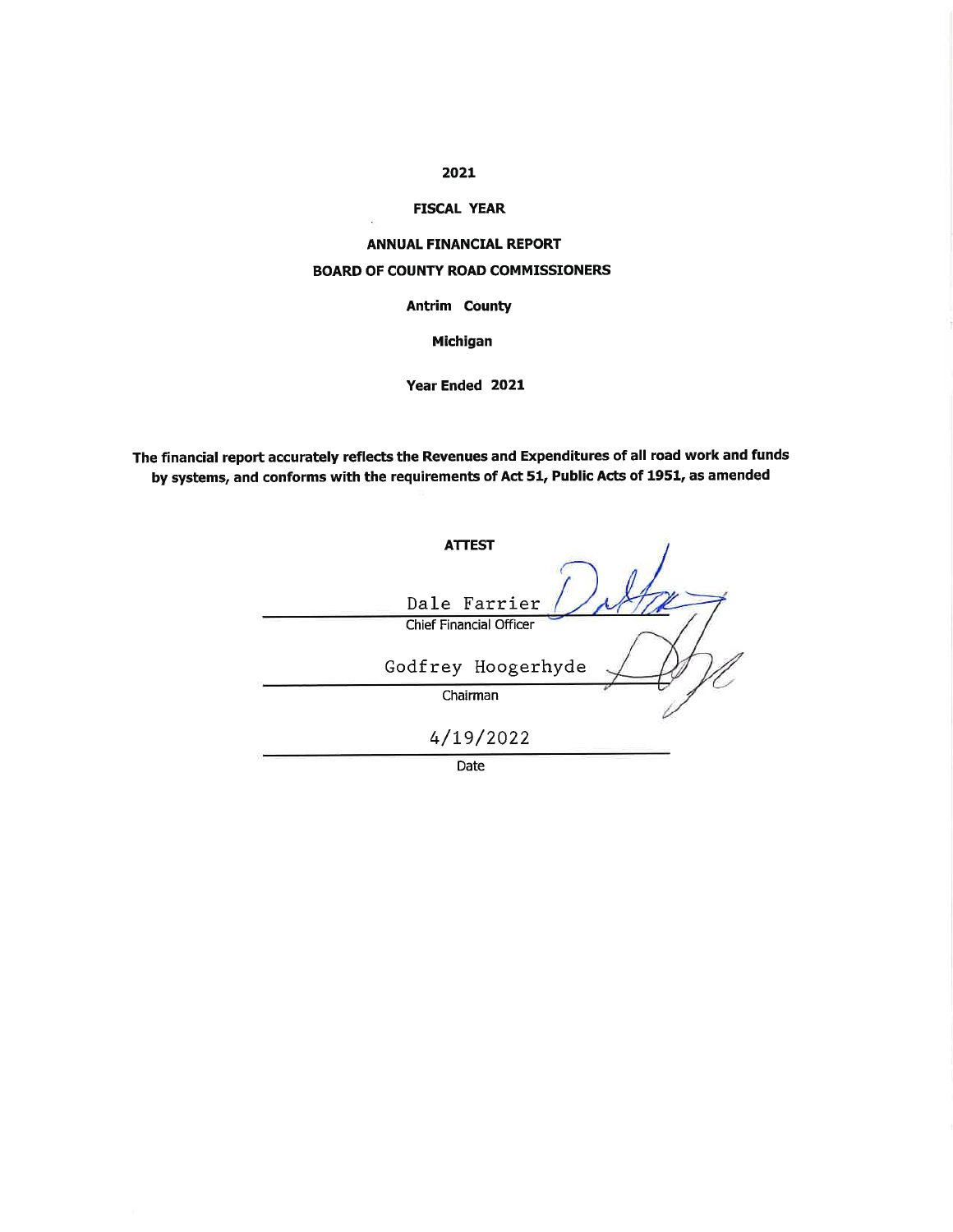# 2021

## FISCAL YEAR

## ANNUAL FINANCIAL REPORT

## BOARD OF COUNTY ROAD COMMISSIONERS

**Antrim County**

**Michigan**

**Year Ended 2021**

**The financial report accurately reflects the Revenues and Expenditures of all road work and funds by systems, and conforms with the requirements of Act 51, Public Acts of 1951, as amended**

**ATTEST**

Dale Farrier
Chief Financial Officer

Godfrey Hoogerhyde
Chairman

4/19/2022
Date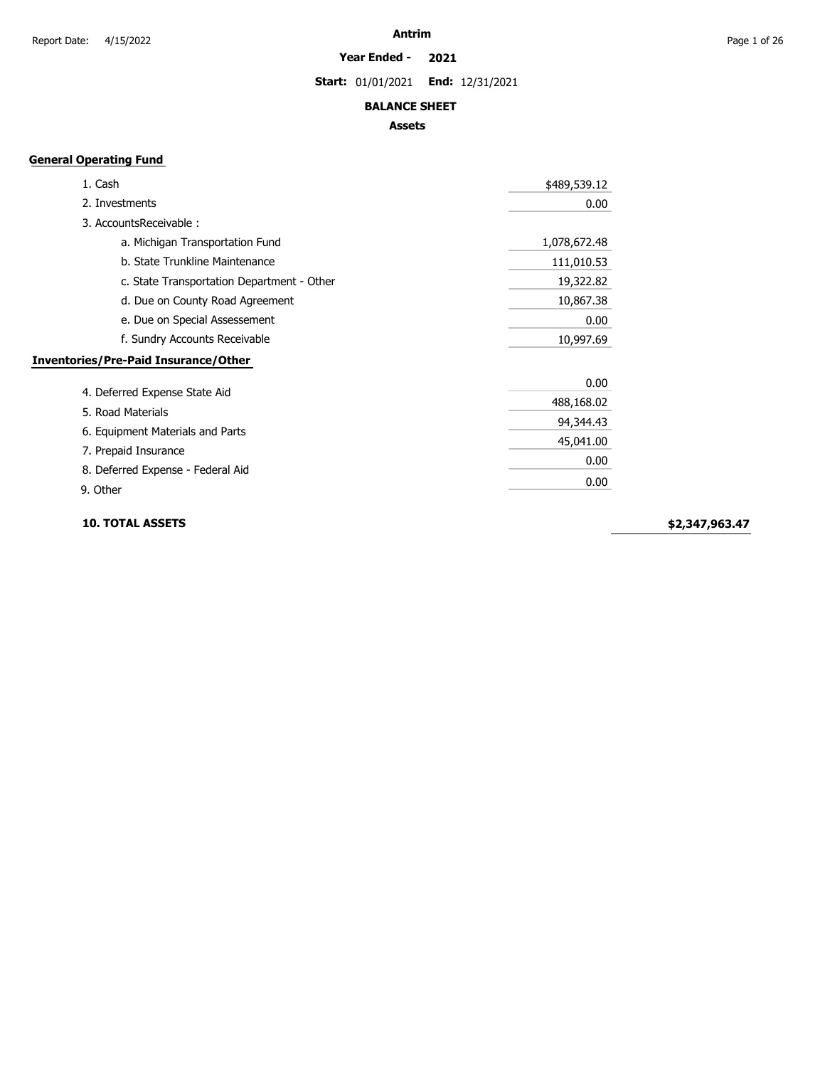# Antrim

**Year Ended - 2021**

**Start:** 01/01/2021 **End:** 12/31/2021

## BALANCE SHEET

### Assets

**General Operating Fund**

| Item | Amount | Total |
|---|---|---|
| 1. Cash | $489,539.12 | |
| 2. Investments | 0.00 | |
| 3. AccountsReceivable : | | |
| a. Michigan Transportation Fund | 1,078,672.48 | |
| b. State Trunkline Maintenance | 111,010.53 | |
| c. State Transportation Department - Other | 19,322.82 | |
| d. Due on County Road Agreement | 10,867.38 | |
| e. Due on Special Assesement | 0.00 | |
| f. Sundry Accounts Receivable | 10,997.69 | |
| **Inventories/Pre-Paid Insurance/Other** | | |
| 4. Deferred Expense State Aid | 0.00 | |
| 5. Road Materials | 488,168.02 | |
| 6. Equipment Materials and Parts | 94,344.43 | |
| 7. Prepaid Insurance | 45,041.00 | |
| 8. Deferred Expense - Federal Aid | 0.00 | |
| 9. Other | 0.00 | |
| **10. TOTAL ASSETS** | | **$2,347,963.47** |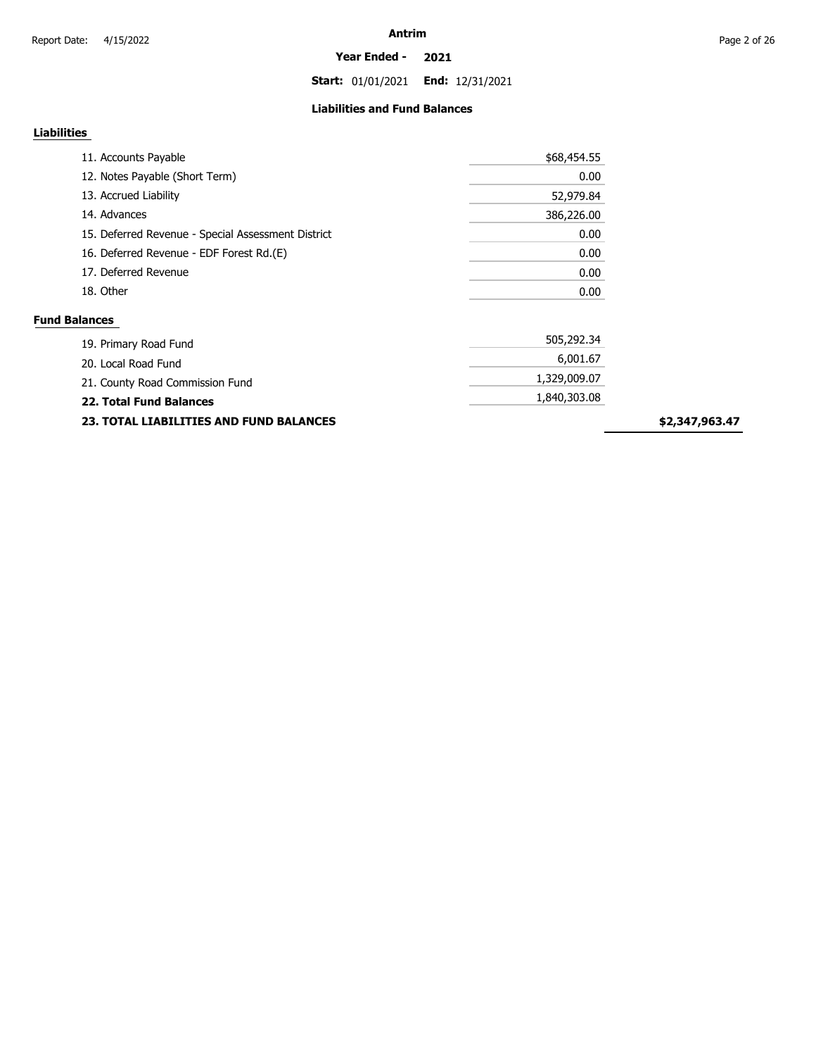**Antrim**

**Year Ended - 2021**

**Start:** 01/01/2021 **End:** 12/31/2021

### Liabilities and Fund Balances

**Liabilities**

| | | |
|---|---|---|
| 11. Accounts Payable | $68,454.55 | |
| 12. Notes Payable (Short Term) | 0.00 | |
| 13. Accrued Liability | 52,979.84 | |
| 14. Advances | 386,226.00 | |
| 15. Deferred Revenue - Special Assessment District | 0.00 | |
| 16. Deferred Revenue - EDF Forest Rd.(E) | 0.00 | |
| 17. Deferred Revenue | 0.00 | |
| 18. Other | 0.00 | |

**Fund Balances**

| | | |
|---|---|---|
| 19. Primary Road Fund | 505,292.34 | |
| 20. Local Road Fund | 6,001.67 | |
| 21. County Road Commission Fund | 1,329,009.07 | |
| **22. Total Fund Balances** | 1,840,303.08 | |
| **23. TOTAL LIABILITIES AND FUND BALANCES** | | **$2,347,963.47** |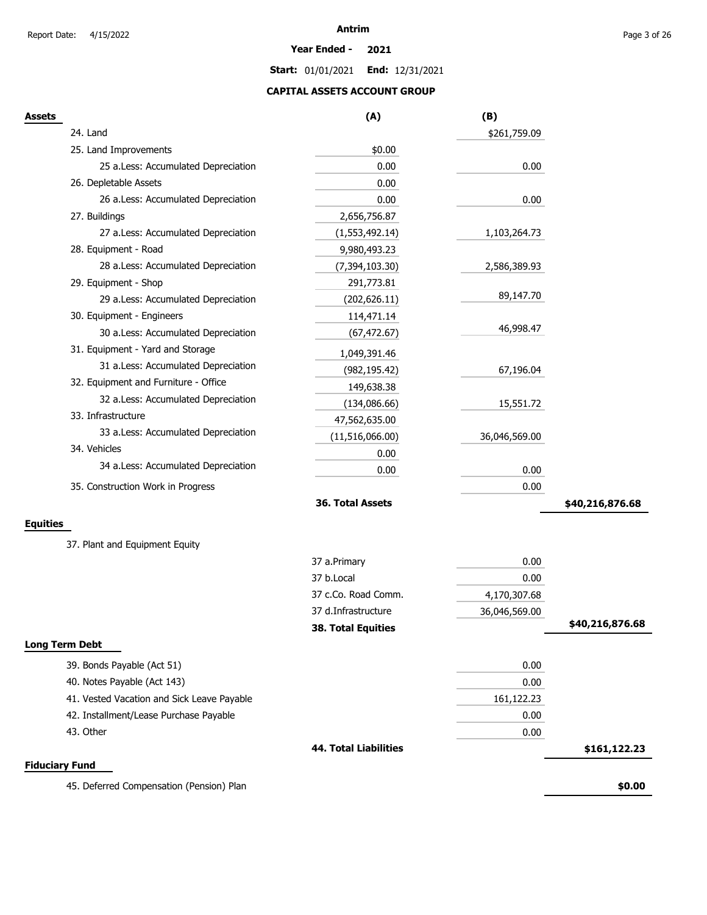# Antrim

**Year Ended - 2021**

**Start:** 01/01/2021 **End:** 12/31/2021

## CAPITAL ASSETS ACCOUNT GROUP

| **Assets** | **(A)** | **(B)** | |
|---|---|---|---|
| 24. Land | | $261,759.09 | |
| 25. Land Improvements | $0.00 | | |
| 25 a.Less: Accumulated Depreciation | 0.00 | 0.00 | |
| 26. Depletable Assets | 0.00 | | |
| 26 a.Less: Accumulated Depreciation | 0.00 | 0.00 | |
| 27. Buildings | 2,656,756.87 | | |
| 27 a.Less: Accumulated Depreciation | (1,553,492.14) | 1,103,264.73 | |
| 28. Equipment - Road | 9,980,493.23 | | |
| 28 a.Less: Accumulated Depreciation | (7,394,103.30) | 2,586,389.93 | |
| 29. Equipment - Shop | 291,773.81 | | |
| 29 a.Less: Accumulated Depreciation | (202,626.11) | 89,147.70 | |
| 30. Equipment - Engineers | 114,471.14 | | |
| 30 a.Less: Accumulated Depreciation | (67,472.67) | 46,998.47 | |
| 31. Equipment - Yard and Storage | 1,049,391.46 | | |
| 31 a.Less: Accumulated Depreciation | (982,195.42) | 67,196.04 | |
| 32. Equipment and Furniture - Office | 149,638.38 | | |
| 32 a.Less: Accumulated Depreciation | (134,086.66) | 15,551.72 | |
| 33. Infrastructure | 47,562,635.00 | | |
| 33 a.Less: Accumulated Depreciation | (11,516,066.00) | 36,046,569.00 | |
| 34. Vehicles | 0.00 | | |
| 34 a.Less: Accumulated Depreciation | 0.00 | 0.00 | |
| 35. Construction Work in Progress | | 0.00 | |
| | **36. Total Assets** | | **$40,216,876.68** |

| **Equities** | | | |
|---|---|---|---|
| 37. Plant and Equipment Equity | | | |
| | 37 a.Primary | 0.00 | |
| | 37 b.Local | 0.00 | |
| | 37 c.Co. Road Comm. | 4,170,307.68 | |
| | 37 d.Infrastructure | 36,046,569.00 | |
| | **38. Total Equities** | | **$40,216,876.68** |

| **Long Term Debt** | | | |
|---|---|---|---|
| 39. Bonds Payable (Act 51) | | 0.00 | |
| 40. Notes Payable (Act 143) | | 0.00 | |
| 41. Vested Vacation and Sick Leave Payable | | 161,122.23 | |
| 42. Installment/Lease Purchase Payable | | 0.00 | |
| 43. Other | | 0.00 | |
| | **44. Total Liabilities** | | **$161,122.23** |

| **Fiduciary Fund** | | | |
|---|---|---|---|
| 45. Deferred Compensation (Pension) Plan | | | **$0.00** |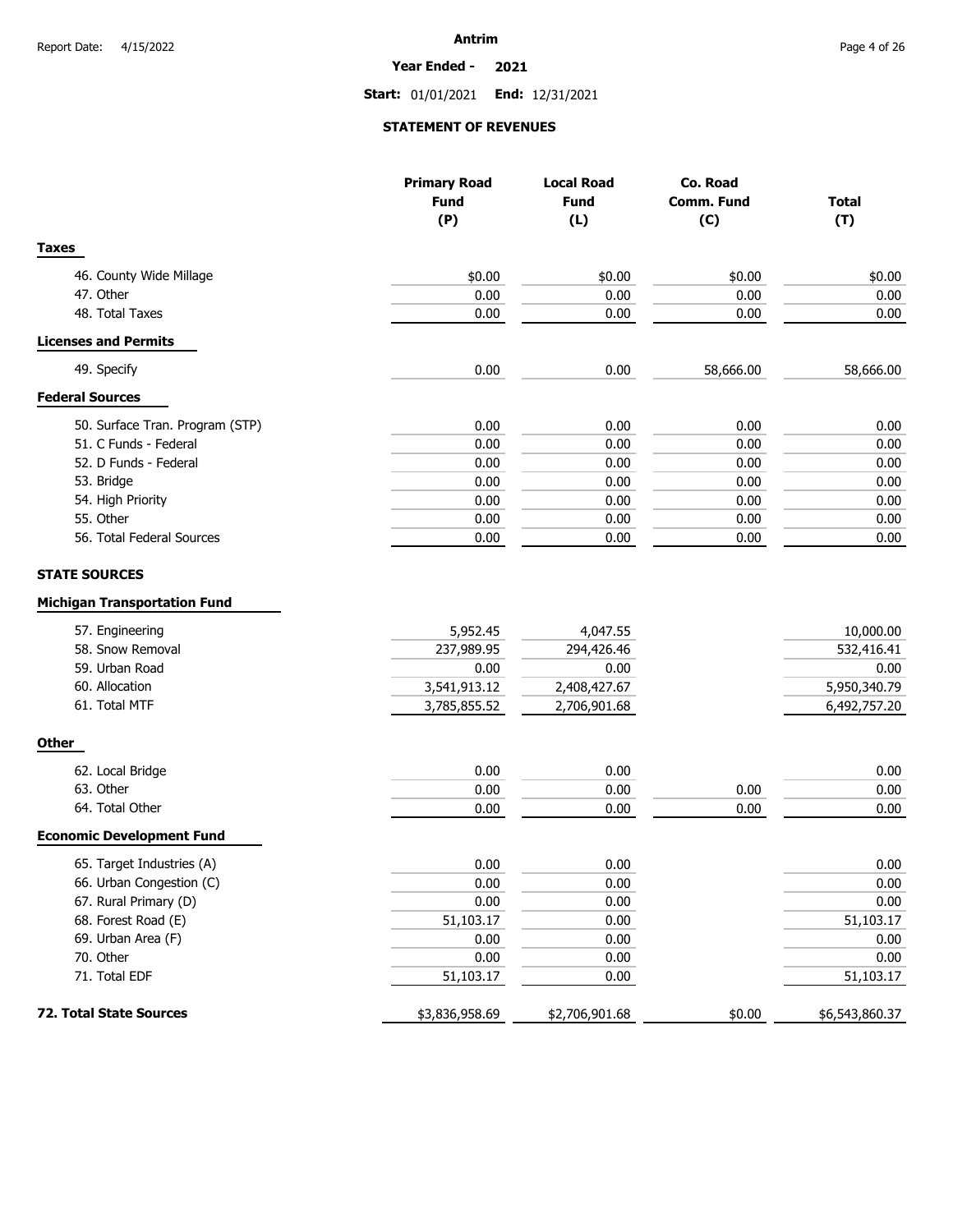**Antrim**

**Year Ended - 2021**

**Start:** 01/01/2021 **End:** 12/31/2021

## STATEMENT OF REVENUES

| | Primary Road Fund (P) | Local Road Fund (L) | Co. Road Comm. Fund (C) | Total (T) |
|---|---|---|---|---|
| **Taxes** | | | | |
| 46. County Wide Millage | $0.00 | $0.00 | $0.00 | $0.00 |
| 47. Other | 0.00 | 0.00 | 0.00 | 0.00 |
| 48. Total Taxes | 0.00 | 0.00 | 0.00 | 0.00 |
| **Licenses and Permits** | | | | |
| 49. Specify | 0.00 | 0.00 | 58,666.00 | 58,666.00 |
| **Federal Sources** | | | | |
| 50. Surface Tran. Program (STP) | 0.00 | 0.00 | 0.00 | 0.00 |
| 51. C Funds - Federal | 0.00 | 0.00 | 0.00 | 0.00 |
| 52. D Funds - Federal | 0.00 | 0.00 | 0.00 | 0.00 |
| 53. Bridge | 0.00 | 0.00 | 0.00 | 0.00 |
| 54. High Priority | 0.00 | 0.00 | 0.00 | 0.00 |
| 55. Other | 0.00 | 0.00 | 0.00 | 0.00 |
| 56. Total Federal Sources | 0.00 | 0.00 | 0.00 | 0.00 |
| **STATE SOURCES** | | | | |
| **Michigan Transportation Fund** | | | | |
| 57. Engineering | 5,952.45 | 4,047.55 | | 10,000.00 |
| 58. Snow Removal | 237,989.95 | 294,426.46 | | 532,416.41 |
| 59. Urban Road | 0.00 | 0.00 | | 0.00 |
| 60. Allocation | 3,541,913.12 | 2,408,427.67 | | 5,950,340.79 |
| 61. Total MTF | 3,785,855.52 | 2,706,901.68 | | 6,492,757.20 |
| **Other** | | | | |
| 62. Local Bridge | 0.00 | 0.00 | | 0.00 |
| 63. Other | 0.00 | 0.00 | 0.00 | 0.00 |
| 64. Total Other | 0.00 | 0.00 | 0.00 | 0.00 |
| **Economic Development Fund** | | | | |
| 65. Target Industries (A) | 0.00 | 0.00 | | 0.00 |
| 66. Urban Congestion (C) | 0.00 | 0.00 | | 0.00 |
| 67. Rural Primary (D) | 0.00 | 0.00 | | 0.00 |
| 68. Forest Road (E) | 51,103.17 | 0.00 | | 51,103.17 |
| 69. Urban Area (F) | 0.00 | 0.00 | | 0.00 |
| 70. Other | 0.00 | 0.00 | | 0.00 |
| 71. Total EDF | 51,103.17 | 0.00 | | 51,103.17 |
| **72. Total State Sources** | $3,836,958.69 | $2,706,901.68 | $0.00 | $6,543,860.37 |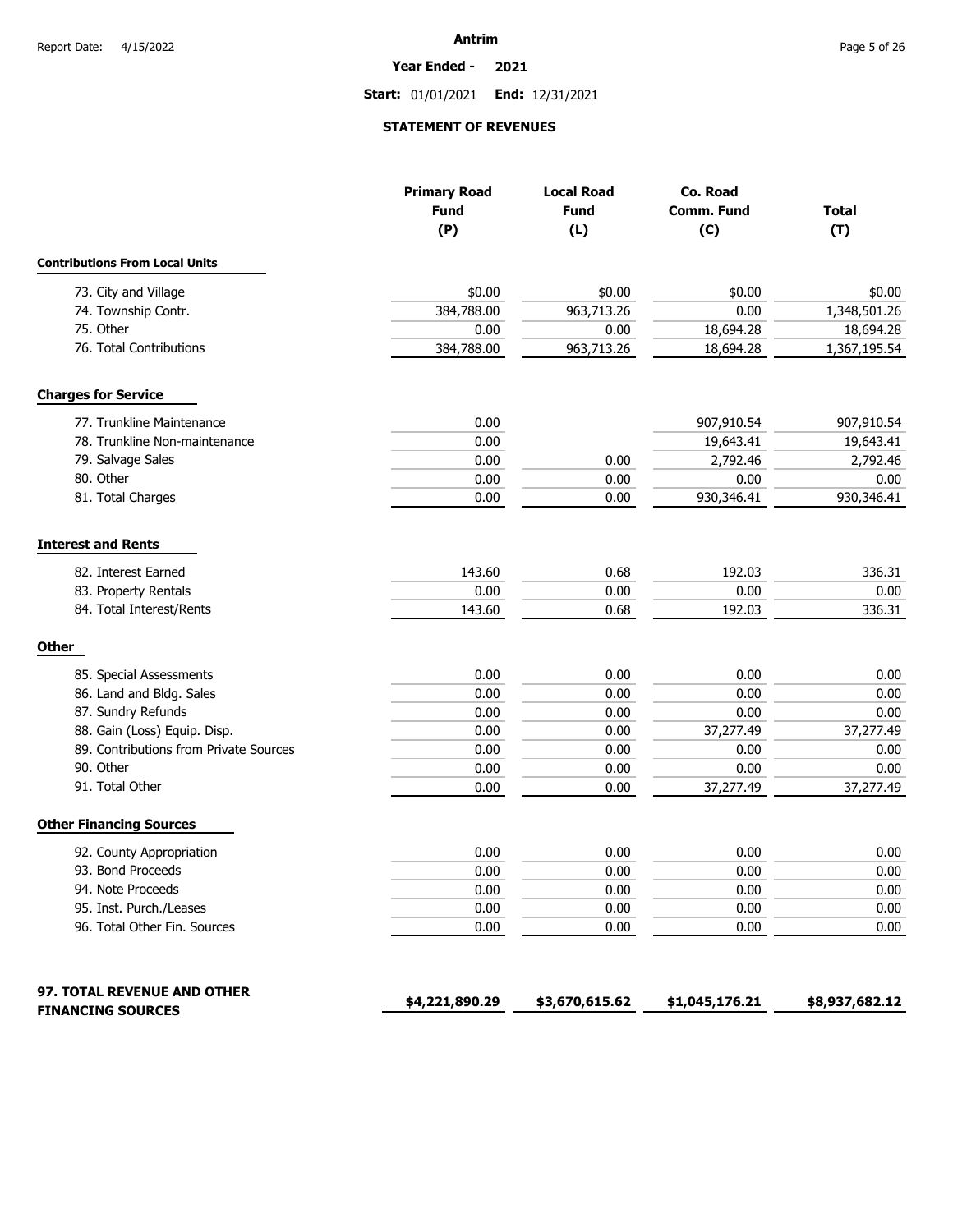Antrim

**Year Ended - 2021**

**Start:** 01/01/2021 **End:** 12/31/2021

## STATEMENT OF REVENUES

| | Primary Road Fund (P) | Local Road Fund (L) | Co. Road Comm. Fund (C) | Total (T) |
|---|---|---|---|---|
| **Contributions From Local Units** | | | | |
| 73. City and Village | $0.00 | $0.00 | $0.00 | $0.00 |
| 74. Township Contr. | 384,788.00 | 963,713.26 | 0.00 | 1,348,501.26 |
| 75. Other | 0.00 | 0.00 | 18,694.28 | 18,694.28 |
| 76. Total Contributions | 384,788.00 | 963,713.26 | 18,694.28 | 1,367,195.54 |
| **Charges for Service** | | | | |
| 77. Trunkline Maintenance | 0.00 | | 907,910.54 | 907,910.54 |
| 78. Trunkline Non-maintenance | 0.00 | | 19,643.41 | 19,643.41 |
| 79. Salvage Sales | 0.00 | 0.00 | 2,792.46 | 2,792.46 |
| 80. Other | 0.00 | 0.00 | 0.00 | 0.00 |
| 81. Total Charges | 0.00 | 0.00 | 930,346.41 | 930,346.41 |
| **Interest and Rents** | | | | |
| 82. Interest Earned | 143.60 | 0.68 | 192.03 | 336.31 |
| 83. Property Rentals | 0.00 | 0.00 | 0.00 | 0.00 |
| 84. Total Interest/Rents | 143.60 | 0.68 | 192.03 | 336.31 |
| **Other** | | | | |
| 85. Special Assessments | 0.00 | 0.00 | 0.00 | 0.00 |
| 86. Land and Bldg. Sales | 0.00 | 0.00 | 0.00 | 0.00 |
| 87. Sundry Refunds | 0.00 | 0.00 | 0.00 | 0.00 |
| 88. Gain (Loss) Equip. Disp. | 0.00 | 0.00 | 37,277.49 | 37,277.49 |
| 89. Contributions from Private Sources | 0.00 | 0.00 | 0.00 | 0.00 |
| 90. Other | 0.00 | 0.00 | 0.00 | 0.00 |
| 91. Total Other | 0.00 | 0.00 | 37,277.49 | 37,277.49 |
| **Other Financing Sources** | | | | |
| 92. County Appropriation | 0.00 | 0.00 | 0.00 | 0.00 |
| 93. Bond Proceeds | 0.00 | 0.00 | 0.00 | 0.00 |
| 94. Note Proceeds | 0.00 | 0.00 | 0.00 | 0.00 |
| 95. Inst. Purch./Leases | 0.00 | 0.00 | 0.00 | 0.00 |
| 96. Total Other Fin. Sources | 0.00 | 0.00 | 0.00 | 0.00 |
| **97. TOTAL REVENUE AND OTHER FINANCING SOURCES** | **$4,221,890.29** | **$3,670,615.62** | **$1,045,176.21** | **$8,937,682.12** |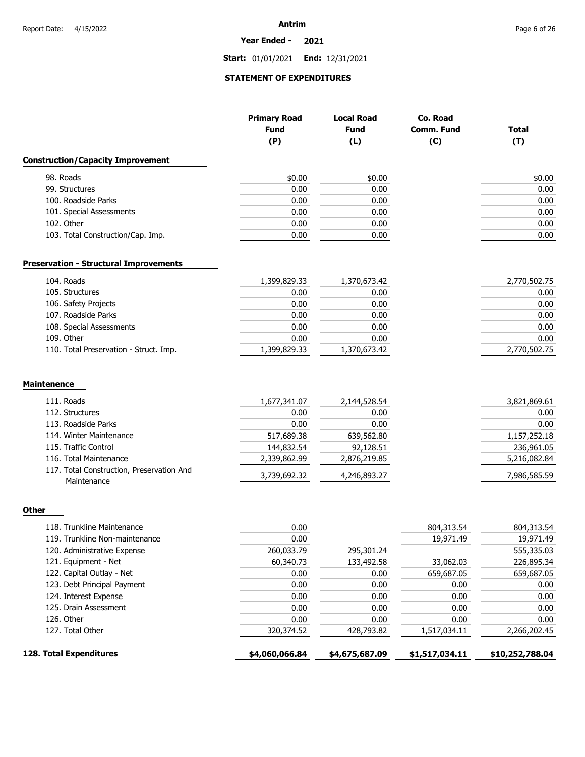# Antrim

**Year Ended - 2021**

**Start:** 01/01/2021 **End:** 12/31/2021

## STATEMENT OF EXPENDITURES

| | Primary Road Fund (P) | Local Road Fund (L) | Co. Road Comm. Fund (C) | Total (T) |
|---|---|---|---|---|
| **Construction/Capacity Improvement** | | | | |
| 98. Roads | $0.00 | $0.00 | | $0.00 |
| 99. Structures | 0.00 | 0.00 | | 0.00 |
| 100. Roadside Parks | 0.00 | 0.00 | | 0.00 |
| 101. Special Assessments | 0.00 | 0.00 | | 0.00 |
| 102. Other | 0.00 | 0.00 | | 0.00 |
| 103. Total Construction/Cap. Imp. | 0.00 | 0.00 | | 0.00 |
| **Preservation - Structural Improvements** | | | | |
| 104. Roads | 1,399,829.33 | 1,370,673.42 | | 2,770,502.75 |
| 105. Structures | 0.00 | 0.00 | | 0.00 |
| 106. Safety Projects | 0.00 | 0.00 | | 0.00 |
| 107. Roadside Parks | 0.00 | 0.00 | | 0.00 |
| 108. Special Assessments | 0.00 | 0.00 | | 0.00 |
| 109. Other | 0.00 | 0.00 | | 0.00 |
| 110. Total Preservation - Struct. Imp. | 1,399,829.33 | 1,370,673.42 | | 2,770,502.75 |
| **Maintenence** | | | | |
| 111. Roads | 1,677,341.07 | 2,144,528.54 | | 3,821,869.61 |
| 112. Structures | 0.00 | 0.00 | | 0.00 |
| 113. Roadside Parks | 0.00 | 0.00 | | 0.00 |
| 114. Winter Maintenance | 517,689.38 | 639,562.80 | | 1,157,252.18 |
| 115. Traffic Control | 144,832.54 | 92,128.51 | | 236,961.05 |
| 116. Total Maintenance | 2,339,862.99 | 2,876,219.85 | | 5,216,082.84 |
| 117. Total Construction, Preservation And Maintenance | 3,739,692.32 | 4,246,893.27 | | 7,986,585.59 |
| **Other** | | | | |
| 118. Trunkline Maintenance | 0.00 | | 804,313.54 | 804,313.54 |
| 119. Trunkline Non-maintenance | 0.00 | | 19,971.49 | 19,971.49 |
| 120. Administrative Expense | 260,033.79 | 295,301.24 | | 555,335.03 |
| 121. Equipment - Net | 60,340.73 | 133,492.58 | 33,062.03 | 226,895.34 |
| 122. Capital Outlay - Net | 0.00 | 0.00 | 659,687.05 | 659,687.05 |
| 123. Debt Principal Payment | 0.00 | 0.00 | 0.00 | 0.00 |
| 124. Interest Expense | 0.00 | 0.00 | 0.00 | 0.00 |
| 125. Drain Assessment | 0.00 | 0.00 | 0.00 | 0.00 |
| 126. Other | 0.00 | 0.00 | 0.00 | 0.00 |
| 127. Total Other | 320,374.52 | 428,793.82 | 1,517,034.11 | 2,266,202.45 |
| **128. Total Expenditures** | **$4,060,066.84** | **$4,675,687.09** | **$1,517,034.11** | **$10,252,788.04** |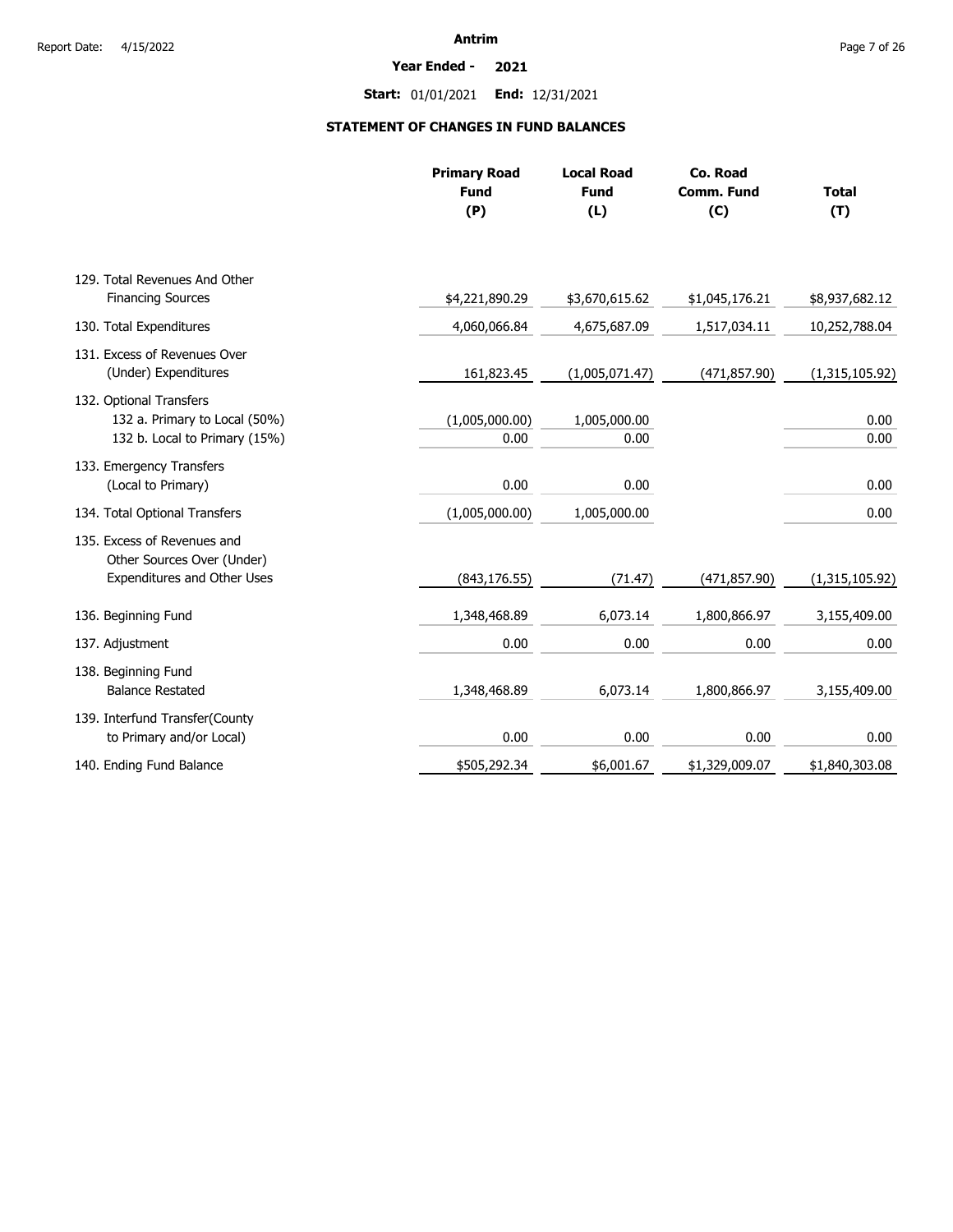Antrim

Year Ended - 2021

Start: 01/01/2021 End: 12/31/2021

## STATEMENT OF CHANGES IN FUND BALANCES

| | Primary Road Fund (P) | Local Road Fund (L) | Co. Road Comm. Fund (C) | Total (T) |
|---|---|---|---|---|
| 129. Total Revenues And Other Financing Sources | $4,221,890.29 | $3,670,615.62 | $1,045,176.21 | $8,937,682.12 |
| 130. Total Expenditures | 4,060,066.84 | 4,675,687.09 | 1,517,034.11 | 10,252,788.04 |
| 131. Excess of Revenues Over (Under) Expenditures | 161,823.45 | (1,005,071.47) | (471,857.90) | (1,315,105.92) |
| 132. Optional Transfers | | | | |
| 132 a. Primary to Local (50%) | (1,005,000.00) | 1,005,000.00 | | 0.00 |
| 132 b. Local to Primary (15%) | 0.00 | 0.00 | | 0.00 |
| 133. Emergency Transfers (Local to Primary) | 0.00 | 0.00 | | 0.00 |
| 134. Total Optional Transfers | (1,005,000.00) | 1,005,000.00 | | 0.00 |
| 135. Excess of Revenues and Other Sources Over (Under) Expenditures and Other Uses | (843,176.55) | (71.47) | (471,857.90) | (1,315,105.92) |
| 136. Beginning Fund | 1,348,468.89 | 6,073.14 | 1,800,866.97 | 3,155,409.00 |
| 137. Adjustment | 0.00 | 0.00 | 0.00 | 0.00 |
| 138. Beginning Fund Balance Restated | 1,348,468.89 | 6,073.14 | 1,800,866.97 | 3,155,409.00 |
| 139. Interfund Transfer(County to Primary and/or Local) | 0.00 | 0.00 | 0.00 | 0.00 |
| 140. Ending Fund Balance | $505,292.34 | $6,001.67 | $1,329,009.07 | $1,840,303.08 |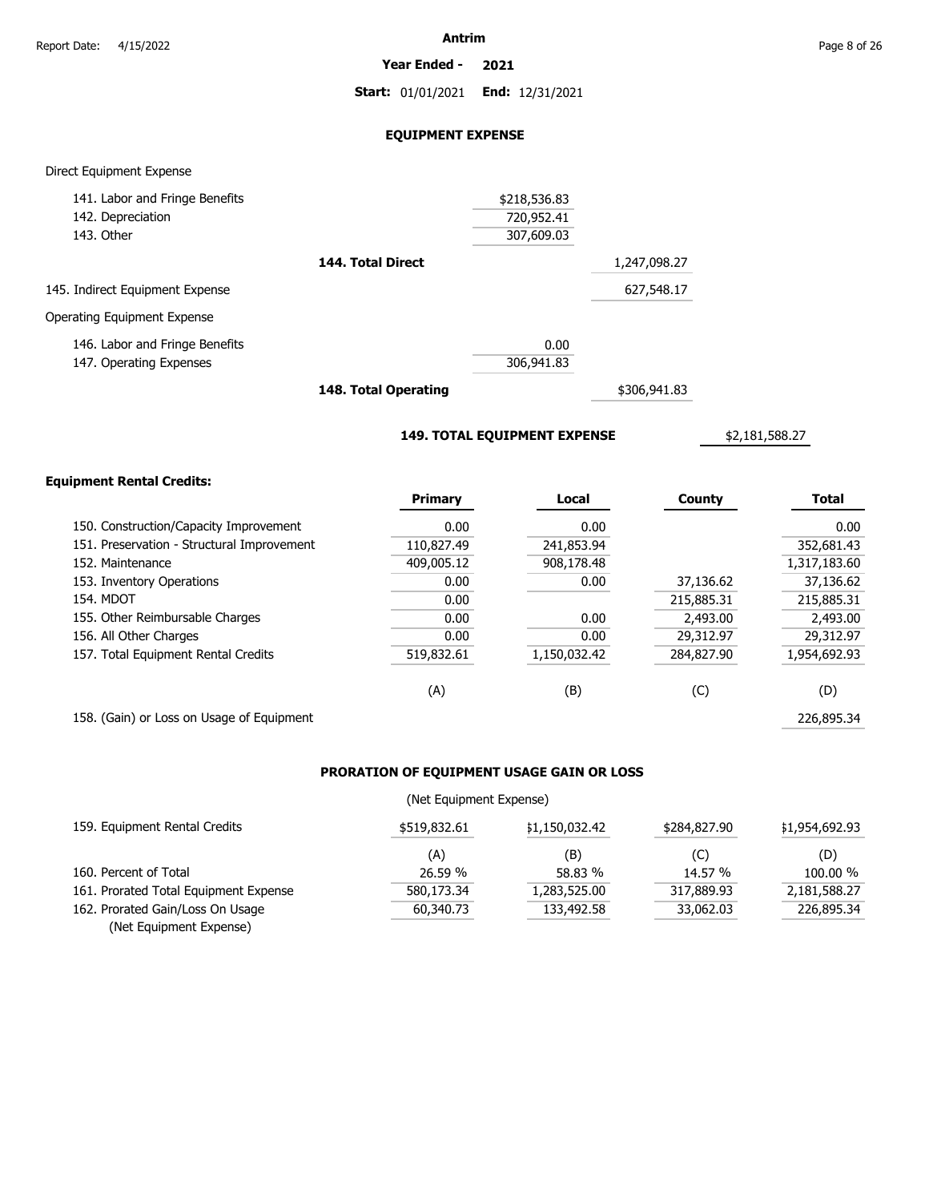Antrim

**Year Ended - 2021**

**Start:** 01/01/2021 **End:** 12/31/2021

## EQUIPMENT EXPENSE

Direct Equipment Expense

| | | |
|---|---|---|
| 141. Labor and Fringe Benefits | $218,536.83 | |
| 142. Depreciation | 720,952.41 | |
| 143. Other | 307,609.03 | |
| **144. Total Direct** | | 1,247,098.27 |
| 145. Indirect Equipment Expense | | 627,548.17 |

Operating Equipment Expense

| | | |
|---|---|---|
| 146. Labor and Fringe Benefits | 0.00 | |
| 147. Operating Expenses | 306,941.83 | |
| **148. Total Operating** | | $306,941.83 |

**149. TOTAL EQUIPMENT EXPENSE** $2,181,588.27

**Equipment Rental Credits:**

| | **Primary** | **Local** | **County** | **Total** |
|---|---|---|---|---|
| 150. Construction/Capacity Improvement | 0.00 | 0.00 | | 0.00 |
| 151. Preservation - Structural Improvement | 110,827.49 | 241,853.94 | | 352,681.43 |
| 152. Maintenance | 409,005.12 | 908,178.48 | | 1,317,183.60 |
| 153. Inventory Operations | 0.00 | 0.00 | 37,136.62 | 37,136.62 |
| 154. MDOT | 0.00 | | 215,885.31 | 215,885.31 |
| 155. Other Reimbursable Charges | 0.00 | 0.00 | 2,493.00 | 2,493.00 |
| 156. All Other Charges | 0.00 | 0.00 | 29,312.97 | 29,312.97 |
| 157. Total Equipment Rental Credits | 519,832.61 | 1,150,032.42 | 284,827.90 | 1,954,692.93 |
| | (A) | (B) | (C) | (D) |
| 158. (Gain) or Loss on Usage of Equipment | | | | 226,895.34 |

## PRORATION OF EQUIPMENT USAGE GAIN OR LOSS

(Net Equipment Expense)

| | | | | |
|---|---|---|---|---|
| 159. Equipment Rental Credits | $519,832.61 | $1,150,032.42 | $284,827.90 | $1,954,692.93 |
| | (A) | (B) | (C) | (D) |
| 160. Percent of Total | 26.59 % | 58.83 % | 14.57 % | 100.00 % |
| 161. Prorated Total Equipment Expense | 580,173.34 | 1,283,525.00 | 317,889.93 | 2,181,588.27 |
| 162. Prorated Gain/Loss On Usage (Net Equipment Expense) | 60,340.73 | 133,492.58 | 33,062.03 | 226,895.34 |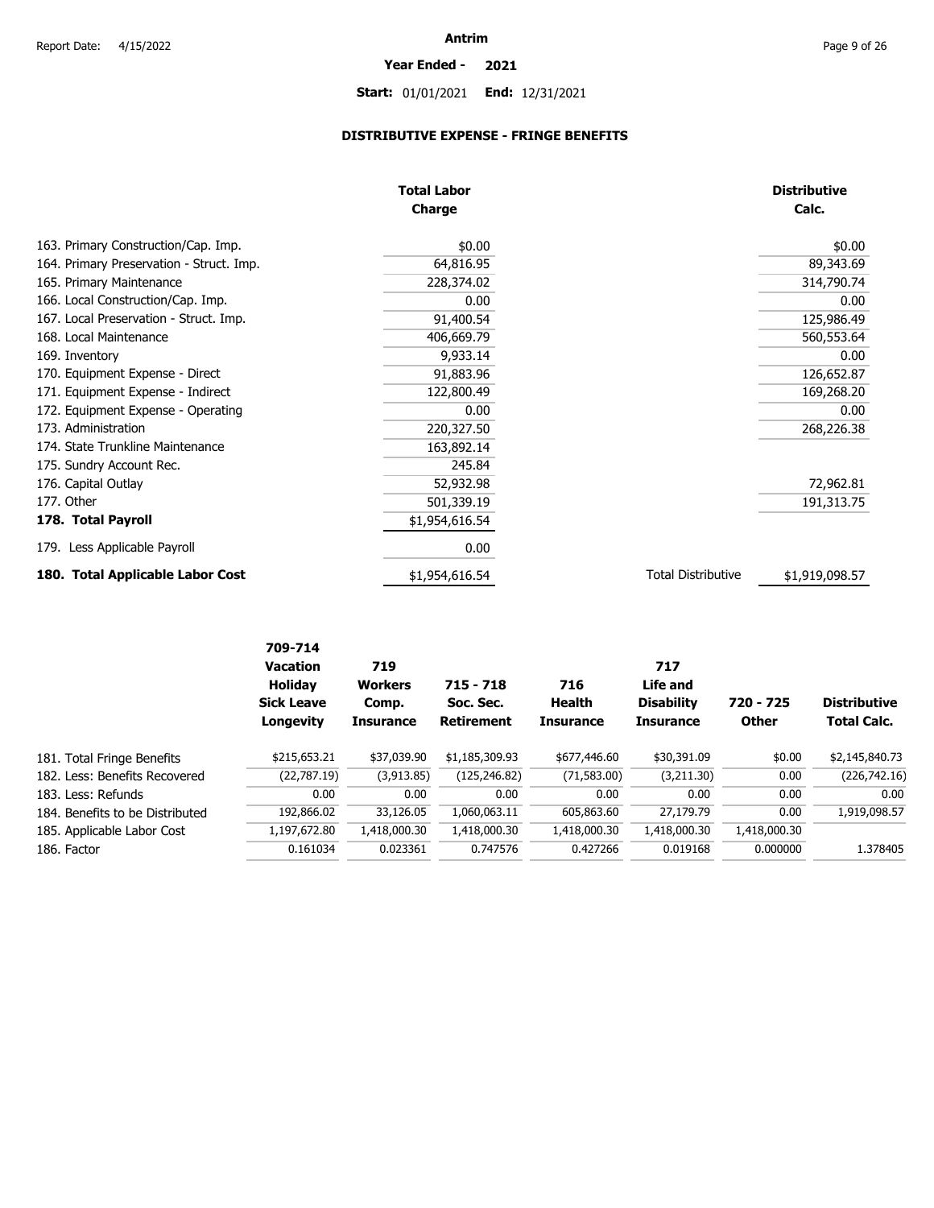Antrim

**Year Ended - 2021**

**Start:** 01/01/2021 **End:** 12/31/2021

## DISTRIBUTIVE EXPENSE - FRINGE BENEFITS

| | Total Labor Charge | | Distributive Calc. |
|---|---|---|---|
| 163. Primary Construction/Cap. Imp. | $0.00 | | $0.00 |
| 164. Primary Preservation - Struct. Imp. | 64,816.95 | | 89,343.69 |
| 165. Primary Maintenance | 228,374.02 | | 314,790.74 |
| 166. Local Construction/Cap. Imp. | 0.00 | | 0.00 |
| 167. Local Preservation - Struct. Imp. | 91,400.54 | | 125,986.49 |
| 168. Local Maintenance | 406,669.79 | | 560,553.64 |
| 169. Inventory | 9,933.14 | | 0.00 |
| 170. Equipment Expense - Direct | 91,883.96 | | 126,652.87 |
| 171. Equipment Expense - Indirect | 122,800.49 | | 169,268.20 |
| 172. Equipment Expense - Operating | 0.00 | | 0.00 |
| 173. Administration | 220,327.50 | | 268,226.38 |
| 174. State Trunkline Maintenance | 163,892.14 | | |
| 175. Sundry Account Rec. | 245.84 | | |
| 176. Capital Outlay | 52,932.98 | | 72,962.81 |
| 177. Other | 501,339.19 | | 191,313.75 |
| **178. Total Payroll** | $1,954,616.54 | | |
| 179. Less Applicable Payroll | 0.00 | | |
| **180. Total Applicable Labor Cost** | $1,954,616.54 | Total Distributive | $1,919,098.57 |

| | 709-714 Vacation Holiday Sick Leave Longevity | 719 Workers Comp. Insurance | 715 - 718 Soc. Sec. Retirement | 716 Health Insurance | 717 Life and Disability Insurance | 720 - 725 Other | Distributive Total Calc. |
|---|---|---|---|---|---|---|---|
| 181. Total Fringe Benefits | $215,653.21 | $37,039.90 | $1,185,309.93 | $677,446.60 | $30,391.09 | $0.00 | $2,145,840.73 |
| 182. Less: Benefits Recovered | (22,787.19) | (3,913.85) | (125,246.82) | (71,583.00) | (3,211.30) | 0.00 | (226,742.16) |
| 183. Less: Refunds | 0.00 | 0.00 | 0.00 | 0.00 | 0.00 | 0.00 | 0.00 |
| 184. Benefits to be Distributed | 192,866.02 | 33,126.05 | 1,060,063.11 | 605,863.60 | 27,179.79 | 0.00 | 1,919,098.57 |
| 185. Applicable Labor Cost | 1,197,672.80 | 1,418,000.30 | 1,418,000.30 | 1,418,000.30 | 1,418,000.30 | 1,418,000.30 | |
| 186. Factor | 0.161034 | 0.023361 | 0.747576 | 0.427266 | 0.019168 | 0.000000 | 1.378405 |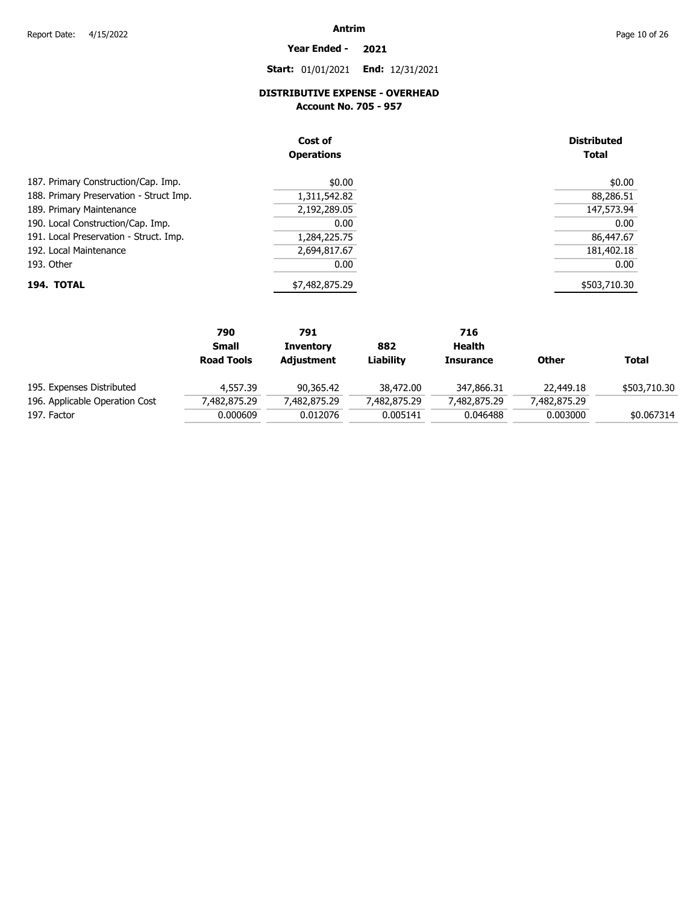**Antrim**

**Year Ended - 2021**

**Start:** 01/01/2021 **End:** 12/31/2021

## DISTRIBUTIVE EXPENSE - OVERHEAD

### Account No. 705 - 957

| | Cost of Operations | Distributed Total |
|---|---|---|
| 187. Primary Construction/Cap. Imp. | $0.00 | $0.00 |
| 188. Primary Preservation - Struct Imp. | 1,311,542.82 | 88,286.51 |
| 189. Primary Maintenance | 2,192,289.05 | 147,573.94 |
| 190. Local Construction/Cap. Imp. | 0.00 | 0.00 |
| 191. Local Preservation - Struct. Imp. | 1,284,225.75 | 86,447.67 |
| 192. Local Maintenance | 2,694,817.67 | 181,402.18 |
| 193. Other | 0.00 | 0.00 |
| **194. TOTAL** | $7,482,875.29 | $503,710.30 |

| | 790 Small Road Tools | 791 Inventory Adjustment | 882 Liability | 716 Health Insurance | Other | Total |
|---|---|---|---|---|---|---|
| 195. Expenses Distributed | 4,557.39 | 90,365.42 | 38,472.00 | 347,866.31 | 22,449.18 | $503,710.30 |
| 196. Applicable Operation Cost | 7,482,875.29 | 7,482,875.29 | 7,482,875.29 | 7,482,875.29 | 7,482,875.29 | |
| 197. Factor | 0.000609 | 0.012076 | 0.005141 | 0.046488 | 0.003000 | $0.067314 |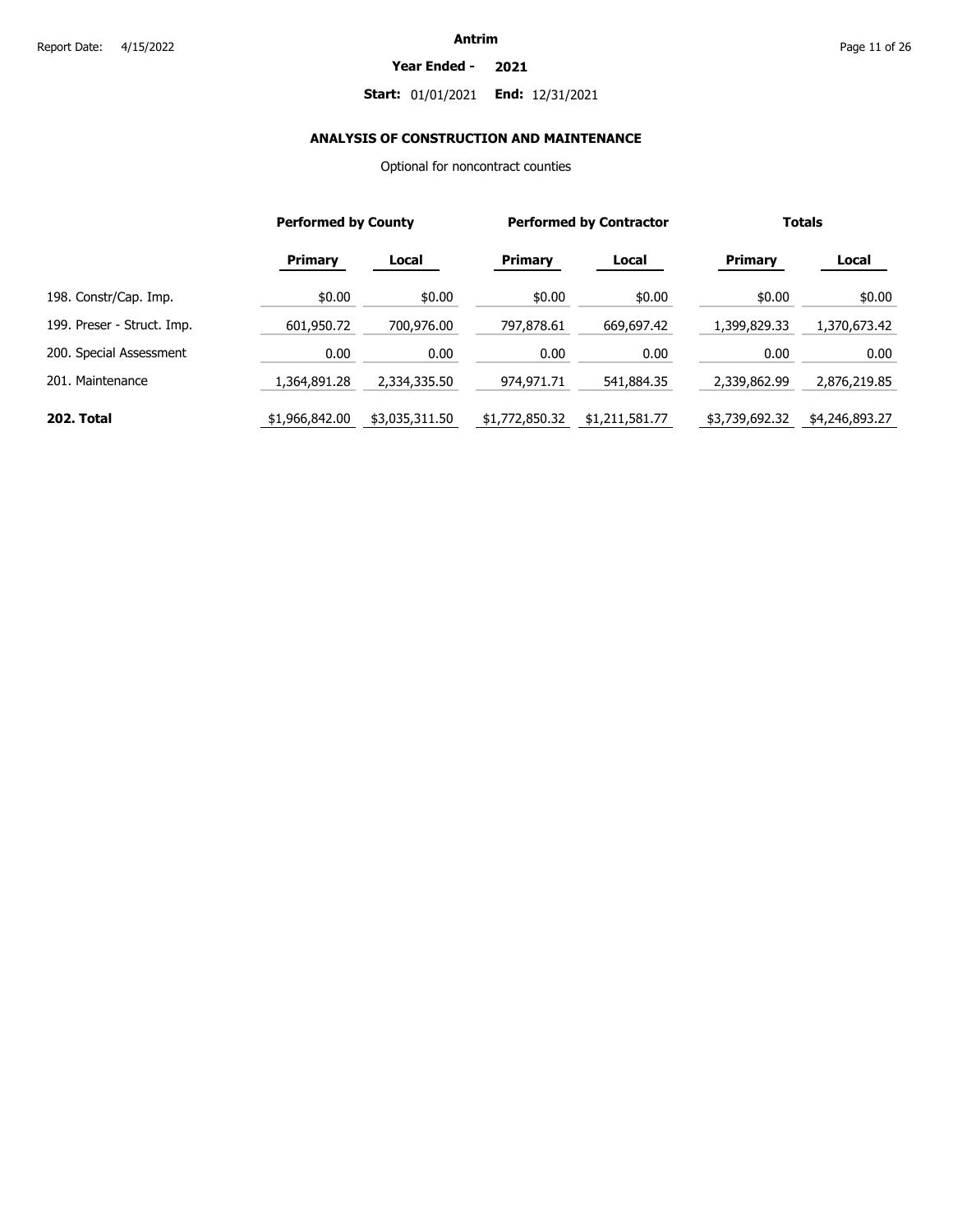Antrim

**Year Ended - 2021**

**Start:** 01/01/2021 **End:** 12/31/2021

## ANALYSIS OF CONSTRUCTION AND MAINTENANCE

Optional for noncontract counties

| | Performed by County | | Performed by Contractor | | Totals | |
|---|---|---|---|---|---|---|
| | **Primary** | **Local** | **Primary** | **Local** | **Primary** | **Local** |
| 198. Constr/Cap. Imp. | $0.00 | $0.00 | $0.00 | $0.00 | $0.00 | $0.00 |
| 199. Preser - Struct. Imp. | 601,950.72 | 700,976.00 | 797,878.61 | 669,697.42 | 1,399,829.33 | 1,370,673.42 |
| 200. Special Assessment | 0.00 | 0.00 | 0.00 | 0.00 | 0.00 | 0.00 |
| 201. Maintenance | 1,364,891.28 | 2,334,335.50 | 974,971.71 | 541,884.35 | 2,339,862.99 | 2,876,219.85 |
| **202. Total** | $1,966,842.00 | $3,035,311.50 | $1,772,850.32 | $1,211,581.77 | $3,739,692.32 | $4,246,893.27 |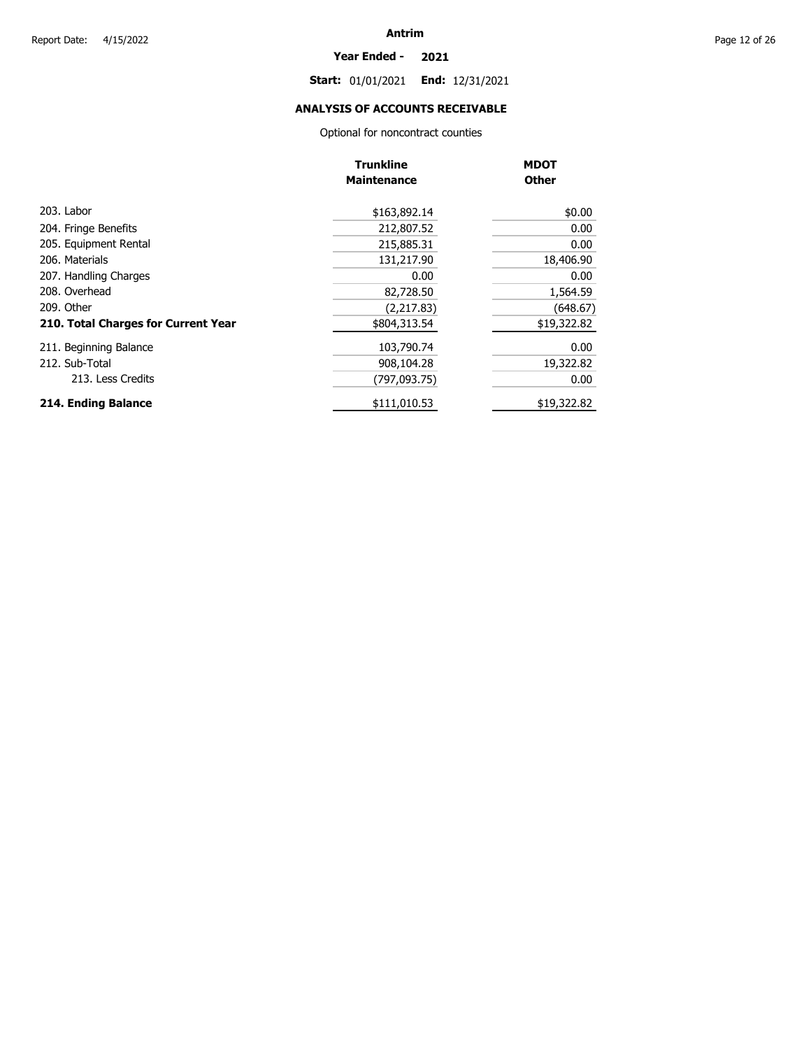**Antrim**

**Year Ended - 2021**

**Start:** 01/01/2021 **End:** 12/31/2021

## ANALYSIS OF ACCOUNTS RECEIVABLE

Optional for noncontract counties

| | Trunkline Maintenance | MDOT Other |
|---|---|---|
| 203. Labor | $163,892.14 | $0.00 |
| 204. Fringe Benefits | 212,807.52 | 0.00 |
| 205. Equipment Rental | 215,885.31 | 0.00 |
| 206. Materials | 131,217.90 | 18,406.90 |
| 207. Handling Charges | 0.00 | 0.00 |
| 208. Overhead | 82,728.50 | 1,564.59 |
| 209. Other | (2,217.83) | (648.67) |
| **210. Total Charges for Current Year** | $804,313.54 | $19,322.82 |
| 211. Beginning Balance | 103,790.74 | 0.00 |
| 212. Sub-Total | 908,104.28 | 19,322.82 |
| 213. Less Credits | (797,093.75) | 0.00 |
| **214. Ending Balance** | $111,010.53 | $19,322.82 |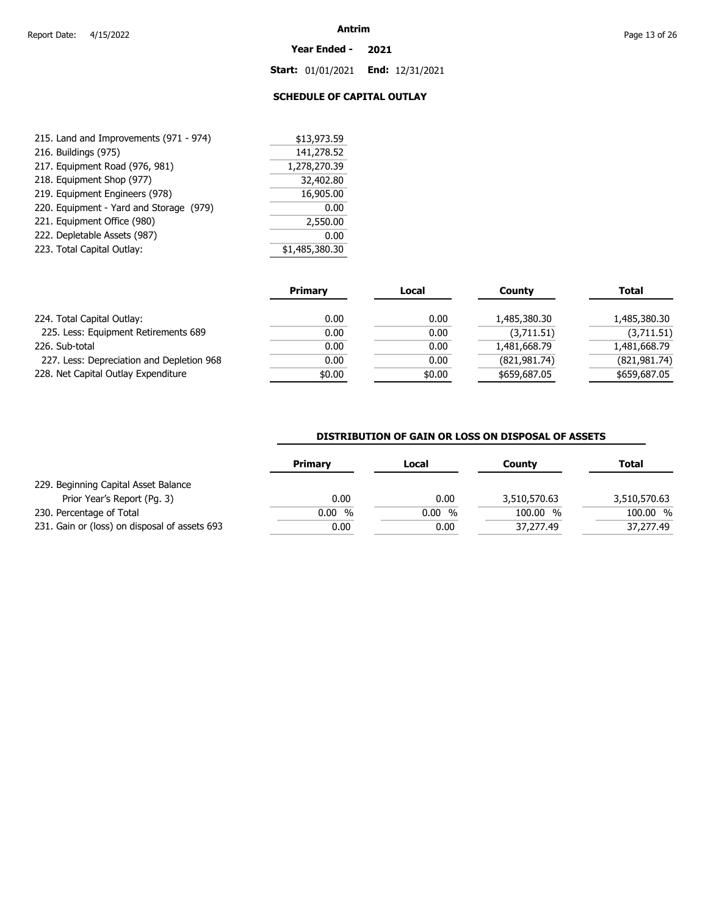**Antrim**

**Year Ended - 2021**

**Start:** 01/01/2021 **End:** 12/31/2021

## SCHEDULE OF CAPITAL OUTLAY

| | |
|---|---|
| 215. Land and Improvements (971 - 974) | $13,973.59 |
| 216. Buildings (975) | 141,278.52 |
| 217. Equipment Road (976, 981) | 1,278,270.39 |
| 218. Equipment Shop (977) | 32,402.80 |
| 219. Equipment Engineers (978) | 16,905.00 |
| 220. Equipment - Yard and Storage (979) | 0.00 |
| 221. Equipment Office (980) | 2,550.00 |
| 222. Depletable Assets (987) | 0.00 |
| 223. Total Capital Outlay: | $1,485,380.30 |

| | Primary | Local | County | Total |
|---|---|---|---|---|
| 224. Total Capital Outlay: | 0.00 | 0.00 | 1,485,380.30 | 1,485,380.30 |
| 225. Less: Equipment Retirements 689 | 0.00 | 0.00 | (3,711.51) | (3,711.51) |
| 226. Sub-total | 0.00 | 0.00 | 1,481,668.79 | 1,481,668.79 |
| 227. Less: Depreciation and Depletion 968 | 0.00 | 0.00 | (821,981.74) | (821,981.74) |
| 228. Net Capital Outlay Expenditure | $0.00 | $0.00 | $659,687.05 | $659,687.05 |

### DISTRIBUTION OF GAIN OR LOSS ON DISPOSAL OF ASSETS

| | Primary | Local | County | Total |
|---|---|---|---|---|
| 229. Beginning Capital Asset Balance Prior Year's Report (Pg. 3) | 0.00 | 0.00 | 3,510,570.63 | 3,510,570.63 |
| 230. Percentage of Total | 0.00 % | 0.00 % | 100.00 % | 100.00 % |
| 231. Gain or (loss) on disposal of assets 693 | 0.00 | 0.00 | 37,277.49 | 37,277.49 |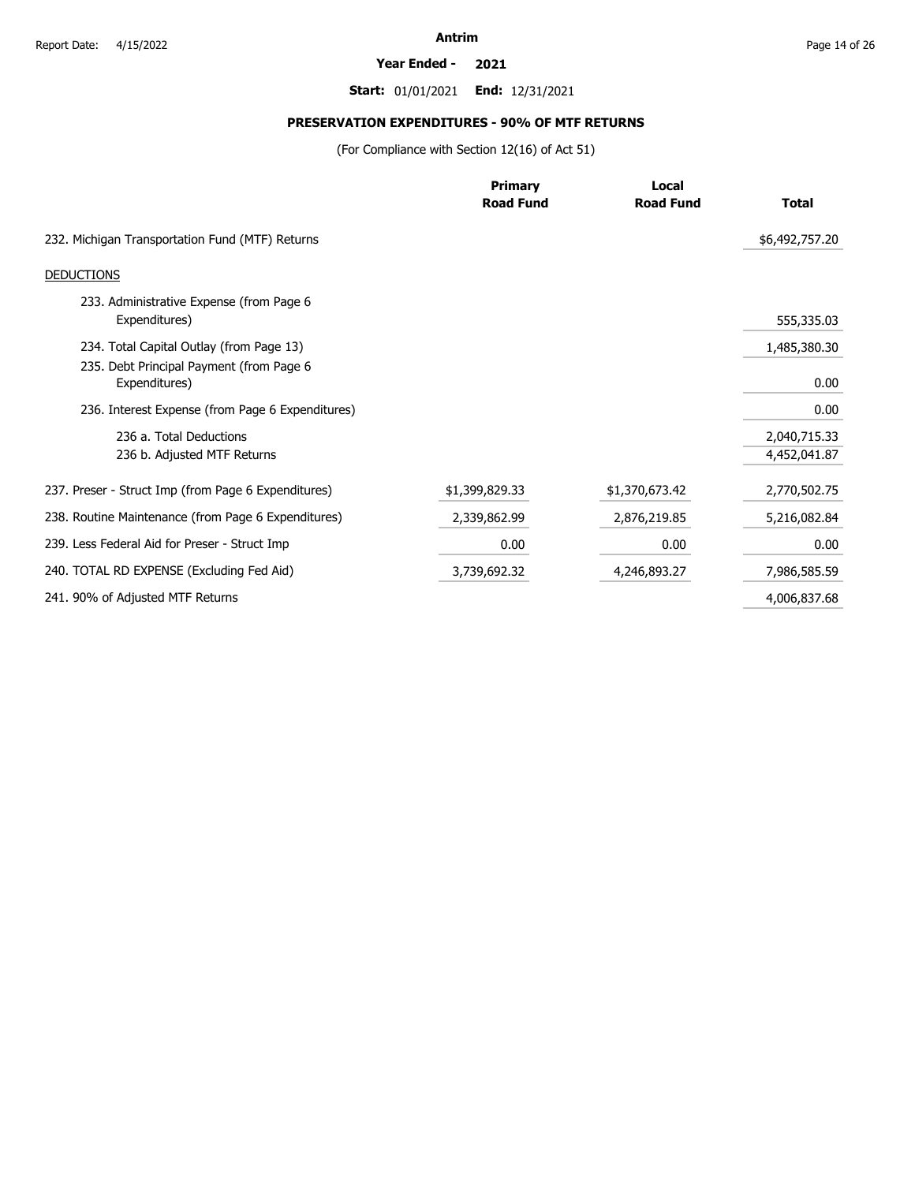**Antrim**

**Year Ended - 2021**

**Start:** 01/01/2021 **End:** 12/31/2021

## PRESERVATION EXPENDITURES - 90% OF MTF RETURNS

(For Compliance with Section 12(16) of Act 51)

| | Primary Road Fund | Local Road Fund | Total |
|---|---|---|---|
| 232. Michigan Transportation Fund (MTF) Returns | | | $6,492,757.20 |
| DEDUCTIONS | | | |
| 233. Administrative Expense (from Page 6 Expenditures) | | | 555,335.03 |
| 234. Total Capital Outlay (from Page 13) | | | 1,485,380.30 |
| 235. Debt Principal Payment (from Page 6 Expenditures) | | | 0.00 |
| 236. Interest Expense (from Page 6 Expenditures) | | | 0.00 |
| 236 a. Total Deductions | | | 2,040,715.33 |
| 236 b. Adjusted MTF Returns | | | 4,452,041.87 |
| 237. Preser - Struct Imp (from Page 6 Expenditures) | $1,399,829.33 | $1,370,673.42 | 2,770,502.75 |
| 238. Routine Maintenance (from Page 6 Expenditures) | 2,339,862.99 | 2,876,219.85 | 5,216,082.84 |
| 239. Less Federal Aid for Preser - Struct Imp | 0.00 | 0.00 | 0.00 |
| 240. TOTAL RD EXPENSE (Excluding Fed Aid) | 3,739,692.32 | 4,246,893.27 | 7,986,585.59 |
| 241. 90% of Adjusted MTF Returns | | | 4,006,837.68 |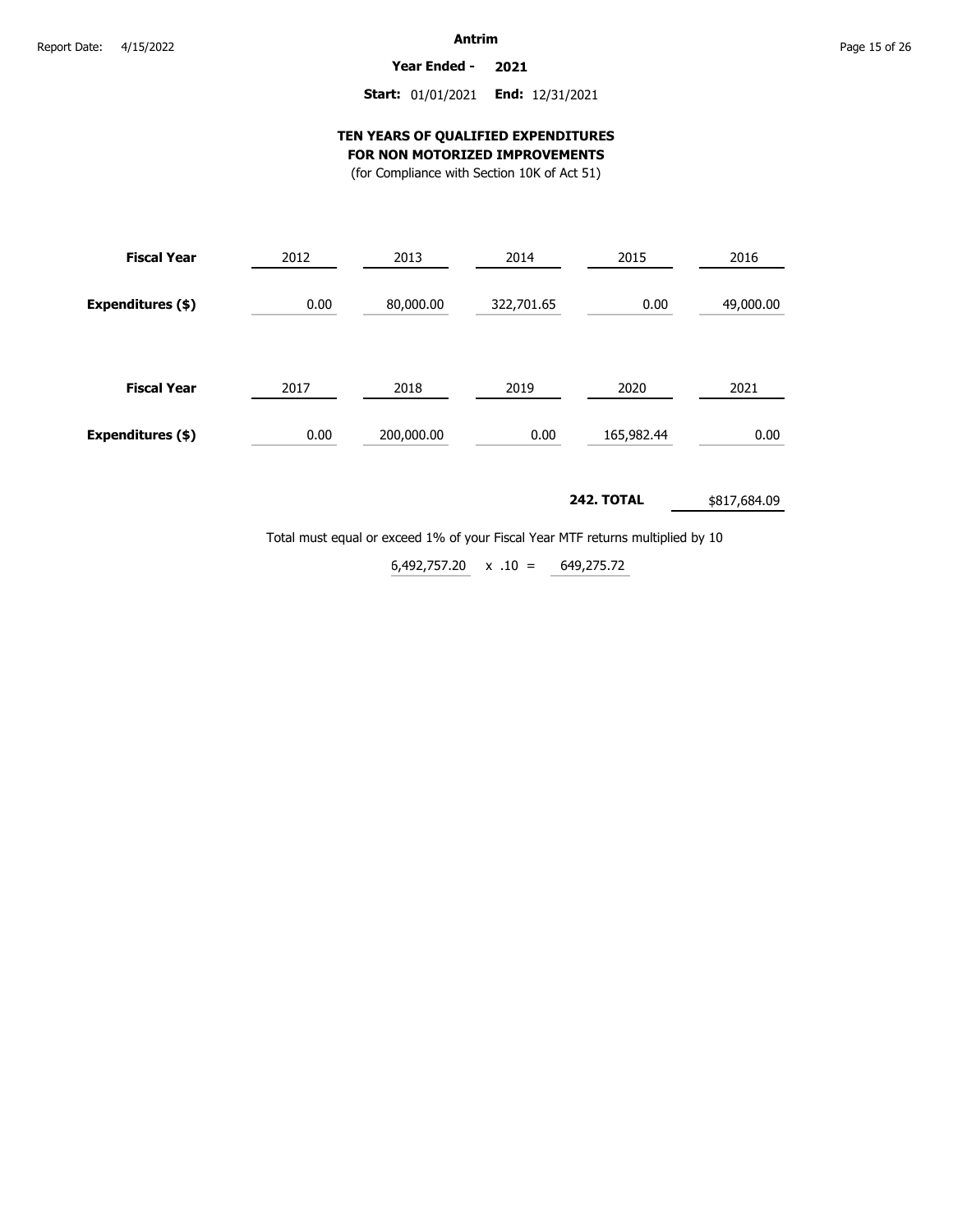**Antrim**

**Year Ended - 2021**

**Start:** 01/01/2021 **End:** 12/31/2021

## TEN YEARS OF QUALIFIED EXPENDITURES FOR NON MOTORIZED IMPROVEMENTS

(for Compliance with Section 10K of Act 51)

| **Fiscal Year** | 2012 | 2013 | 2014 | 2015 | 2016 |
|---|---|---|---|---|---|
| **Expenditures ($)** | 0.00 | 80,000.00 | 322,701.65 | 0.00 | 49,000.00 |

| **Fiscal Year** | 2017 | 2018 | 2019 | 2020 | 2021 |
|---|---|---|---|---|---|
| **Expenditures ($)** | 0.00 | 200,000.00 | 0.00 | 165,982.44 | 0.00 |

**242. TOTAL** $817,684.09

Total must equal or exceed 1% of your Fiscal Year MTF returns multiplied by 10

6,492,757.20 x .10 = 649,275.72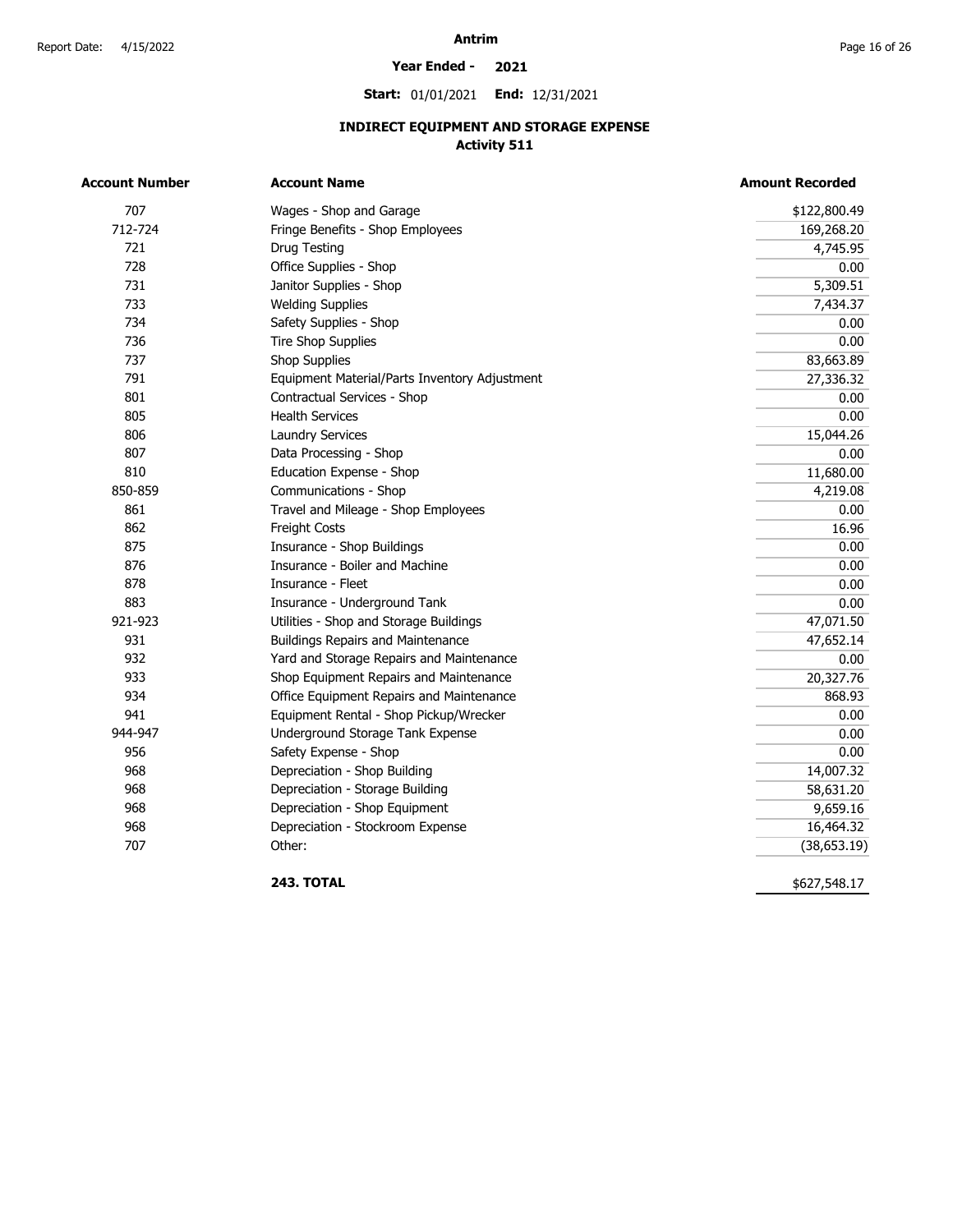**Antrim**

**Year Ended - 2021**

**Start:** 01/01/2021 **End:** 12/31/2021

## INDIRECT EQUIPMENT AND STORAGE EXPENSE
### Activity 511

| Account Number | Account Name | Amount Recorded |
|---|---|---|
| 707 | Wages - Shop and Garage | $122,800.49 |
| 712-724 | Fringe Benefits - Shop Employees | 169,268.20 |
| 721 | Drug Testing | 4,745.95 |
| 728 | Office Supplies - Shop | 0.00 |
| 731 | Janitor Supplies - Shop | 5,309.51 |
| 733 | Welding Supplies | 7,434.37 |
| 734 | Safety Supplies - Shop | 0.00 |
| 736 | Tire Shop Supplies | 0.00 |
| 737 | Shop Supplies | 83,663.89 |
| 791 | Equipment Material/Parts Inventory Adjustment | 27,336.32 |
| 801 | Contractual Services - Shop | 0.00 |
| 805 | Health Services | 0.00 |
| 806 | Laundry Services | 15,044.26 |
| 807 | Data Processing - Shop | 0.00 |
| 810 | Education Expense - Shop | 11,680.00 |
| 850-859 | Communications - Shop | 4,219.08 |
| 861 | Travel and Mileage - Shop Employees | 0.00 |
| 862 | Freight Costs | 16.96 |
| 875 | Insurance - Shop Buildings | 0.00 |
| 876 | Insurance - Boiler and Machine | 0.00 |
| 878 | Insurance - Fleet | 0.00 |
| 883 | Insurance - Underground Tank | 0.00 |
| 921-923 | Utilities - Shop and Storage Buildings | 47,071.50 |
| 931 | Buildings Repairs and Maintenance | 47,652.14 |
| 932 | Yard and Storage Repairs and Maintenance | 0.00 |
| 933 | Shop Equipment Repairs and Maintenance | 20,327.76 |
| 934 | Office Equipment Repairs and Maintenance | 868.93 |
| 941 | Equipment Rental - Shop Pickup/Wrecker | 0.00 |
| 944-947 | Underground Storage Tank Expense | 0.00 |
| 956 | Safety Expense - Shop | 0.00 |
| 968 | Depreciation - Shop Building | 14,007.32 |
| 968 | Depreciation - Storage Building | 58,631.20 |
| 968 | Depreciation - Shop Equipment | 9,659.16 |
| 968 | Depreciation - Stockroom Expense | 16,464.32 |
| 707 | Other: | (38,653.19) |
| | **243. TOTAL** | $627,548.17 |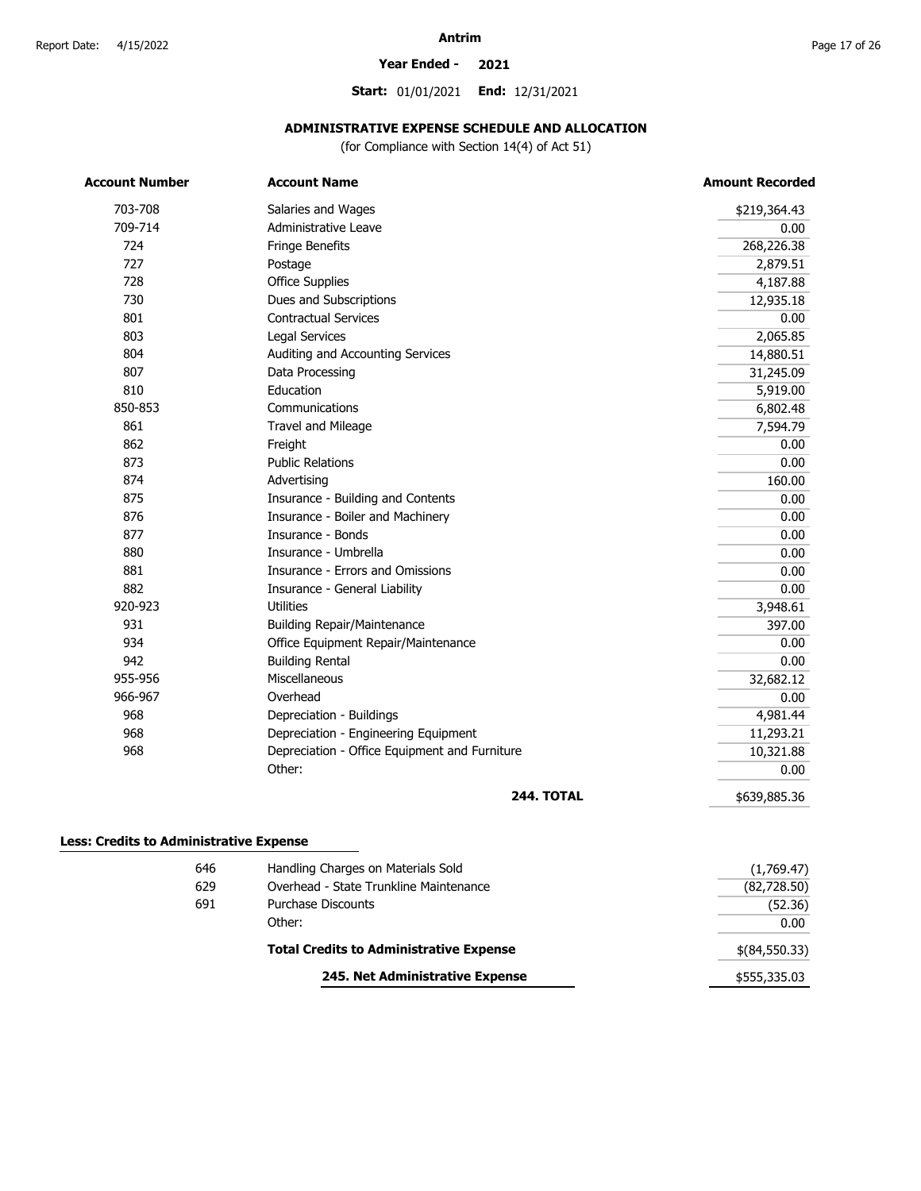**Antrim**

**Year Ended - 2021**

**Start:** 01/01/2021 **End:** 12/31/2021

## ADMINISTRATIVE EXPENSE SCHEDULE AND ALLOCATION

(for Compliance with Section 14(4) of Act 51)

| Account Number | Account Name | Amount Recorded |
|---|---|---|
| 703-708 | Salaries and Wages | $219,364.43 |
| 709-714 | Administrative Leave | 0.00 |
| 724 | Fringe Benefits | 268,226.38 |
| 727 | Postage | 2,879.51 |
| 728 | Office Supplies | 4,187.88 |
| 730 | Dues and Subscriptions | 12,935.18 |
| 801 | Contractual Services | 0.00 |
| 803 | Legal Services | 2,065.85 |
| 804 | Auditing and Accounting Services | 14,880.51 |
| 807 | Data Processing | 31,245.09 |
| 810 | Education | 5,919.00 |
| 850-853 | Communications | 6,802.48 |
| 861 | Travel and Mileage | 7,594.79 |
| 862 | Freight | 0.00 |
| 873 | Public Relations | 0.00 |
| 874 | Advertising | 160.00 |
| 875 | Insurance - Building and Contents | 0.00 |
| 876 | Insurance - Boiler and Machinery | 0.00 |
| 877 | Insurance - Bonds | 0.00 |
| 880 | Insurance - Umbrella | 0.00 |
| 881 | Insurance - Errors and Omissions | 0.00 |
| 882 | Insurance - General Liability | 0.00 |
| 920-923 | Utilities | 3,948.61 |
| 931 | Building Repair/Maintenance | 397.00 |
| 934 | Office Equipment Repair/Maintenance | 0.00 |
| 942 | Building Rental | 0.00 |
| 955-956 | Miscellaneous | 32,682.12 |
| 966-967 | Overhead | 0.00 |
| 968 | Depreciation - Buildings | 4,981.44 |
| 968 | Depreciation - Engineering Equipment | 11,293.21 |
| 968 | Depreciation - Office Equipment and Furniture | 10,321.88 |
| | Other: | 0.00 |
| | **244. TOTAL** | $639,885.36 |

**Less: Credits to Administrative Expense**

| Account Number | Account Name | Amount Recorded |
|---|---|---|
| 646 | Handling Charges on Materials Sold | (1,769.47) |
| 629 | Overhead - State Trunkline Maintenance | (82,728.50) |
| 691 | Purchase Discounts | (52.36) |
| | Other: | 0.00 |
| | **Total Credits to Administrative Expense** | $(84,550.33) |
| | **245. Net Administrative Expense** | $555,335.03 |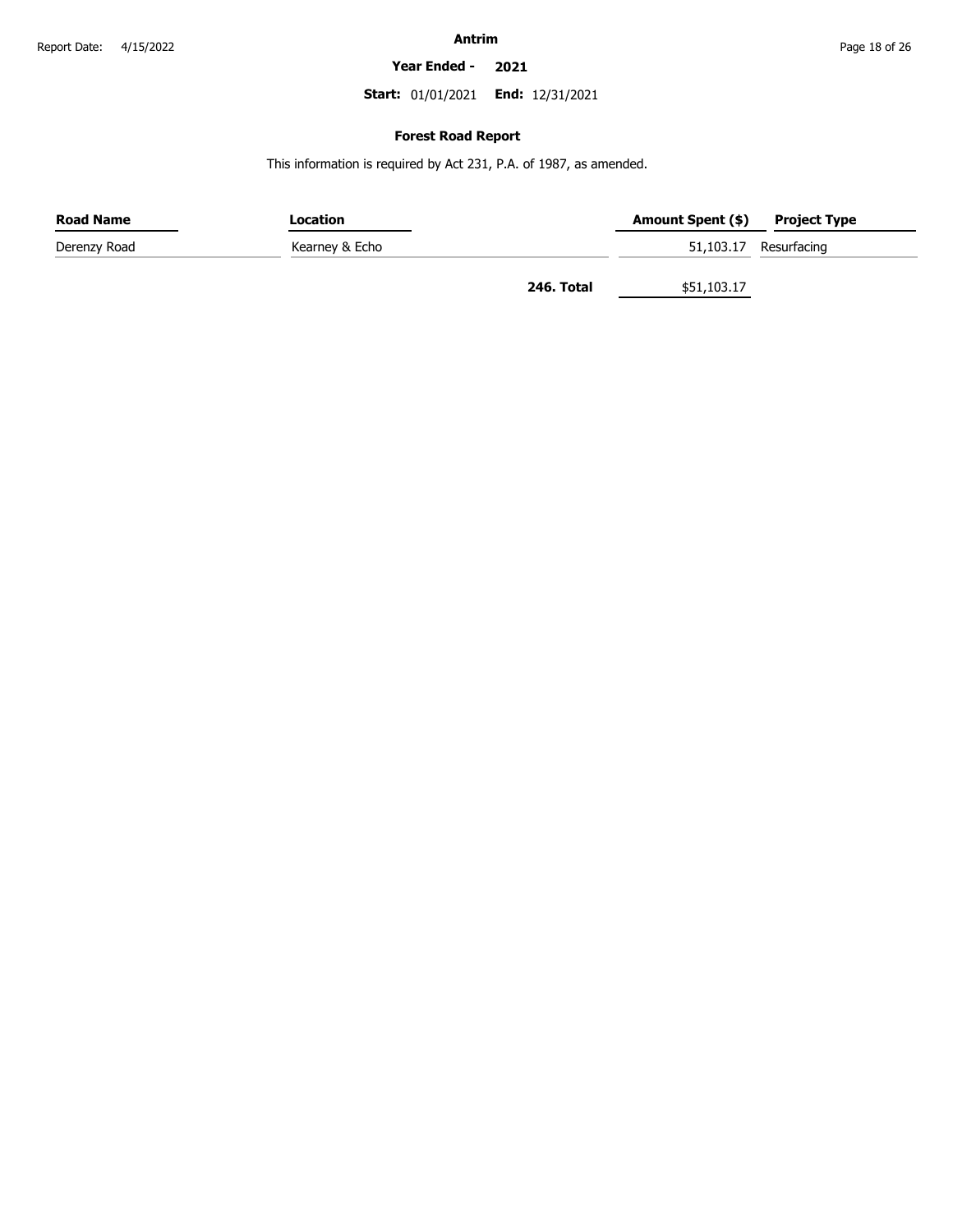**Antrim**

**Year Ended - 2021**

**Start:** 01/01/2021 **End:** 12/31/2021

## Forest Road Report

This information is required by Act 231, P.A. of 1987, as amended.

| Road Name | Location | Amount Spent ($) | Project Type |
|---|---|---|---|
| Derenzy Road | Kearney & Echo | 51,103.17 | Resurfacing |
| | **246. Total** | $51,103.17 | |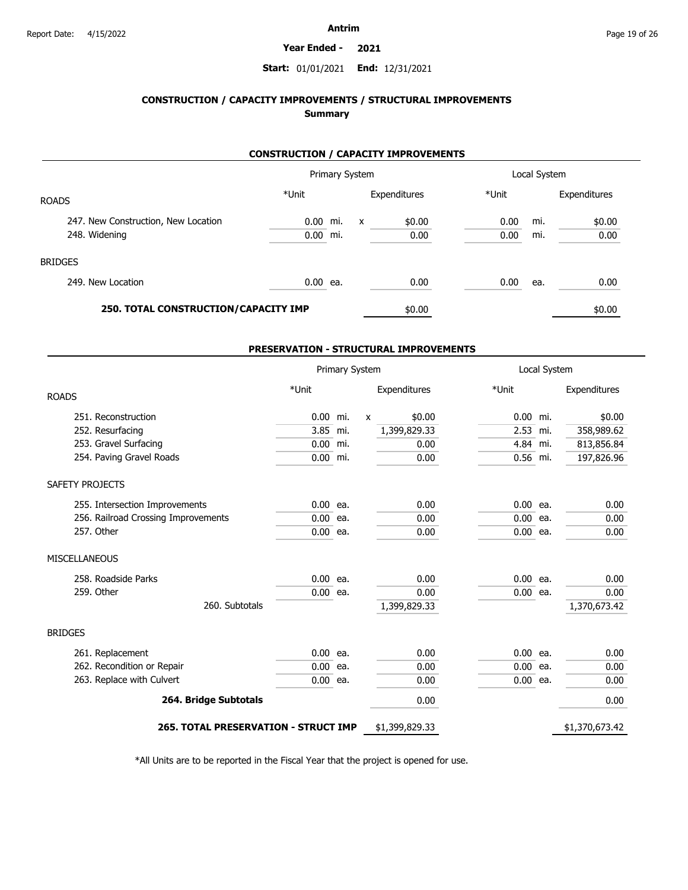# Antrim

**Year Ended - 2021**

**Start:** 01/01/2021 **End:** 12/31/2021

## CONSTRUCTION / CAPACITY IMPROVEMENTS / STRUCTURAL IMPROVEMENTS
### Summary

### CONSTRUCTION / CAPACITY IMPROVEMENTS

| | Primary System | | | Local System | |
|---|---|---|---|---|---|
| ROADS | *Unit | | Expenditures | *Unit | Expenditures |
| 247. New Construction, New Location | 0.00 mi. | x | $0.00 | 0.00 mi. | $0.00 |
| 248. Widening | 0.00 mi. | | 0.00 | 0.00 mi. | 0.00 |
| BRIDGES | | | | | |
| 249. New Location | 0.00 ea. | | 0.00 | 0.00 ea. | 0.00 |
| **250. TOTAL CONSTRUCTION/CAPACITY IMP** | | | $0.00 | | $0.00 |

### PRESERVATION - STRUCTURAL IMPROVEMENTS

| | Primary System | | | Local System | |
|---|---|---|---|---|---|
| ROADS | *Unit | | Expenditures | *Unit | Expenditures |
| 251. Reconstruction | 0.00 mi. | x | $0.00 | 0.00 mi. | $0.00 |
| 252. Resurfacing | 3.85 mi. | | 1,399,829.33 | 2.53 mi. | 358,989.62 |
| 253. Gravel Surfacing | 0.00 mi. | | 0.00 | 4.84 mi. | 813,856.84 |
| 254. Paving Gravel Roads | 0.00 mi. | | 0.00 | 0.56 mi. | 197,826.96 |
| SAFETY PROJECTS | | | | | |
| 255. Intersection Improvements | 0.00 ea. | | 0.00 | 0.00 ea. | 0.00 |
| 256. Railroad Crossing Improvements | 0.00 ea. | | 0.00 | 0.00 ea. | 0.00 |
| 257. Other | 0.00 ea. | | 0.00 | 0.00 ea. | 0.00 |
| MISCELLANEOUS | | | | | |
| 258. Roadside Parks | 0.00 ea. | | 0.00 | 0.00 ea. | 0.00 |
| 259. Other | 0.00 ea. | | 0.00 | 0.00 ea. | 0.00 |
| 260. Subtotals | | | 1,399,829.33 | | 1,370,673.42 |
| BRIDGES | | | | | |
| 261. Replacement | 0.00 ea. | | 0.00 | 0.00 ea. | 0.00 |
| 262. Recondition or Repair | 0.00 ea. | | 0.00 | 0.00 ea. | 0.00 |
| 263. Replace with Culvert | 0.00 ea. | | 0.00 | 0.00 ea. | 0.00 |
| **264. Bridge Subtotals** | | | 0.00 | | 0.00 |
| **265. TOTAL PRESERVATION - STRUCT IMP** | | | $1,399,829.33 | | $1,370,673.42 |

*All Units are to be reported in the Fiscal Year that the project is opened for use.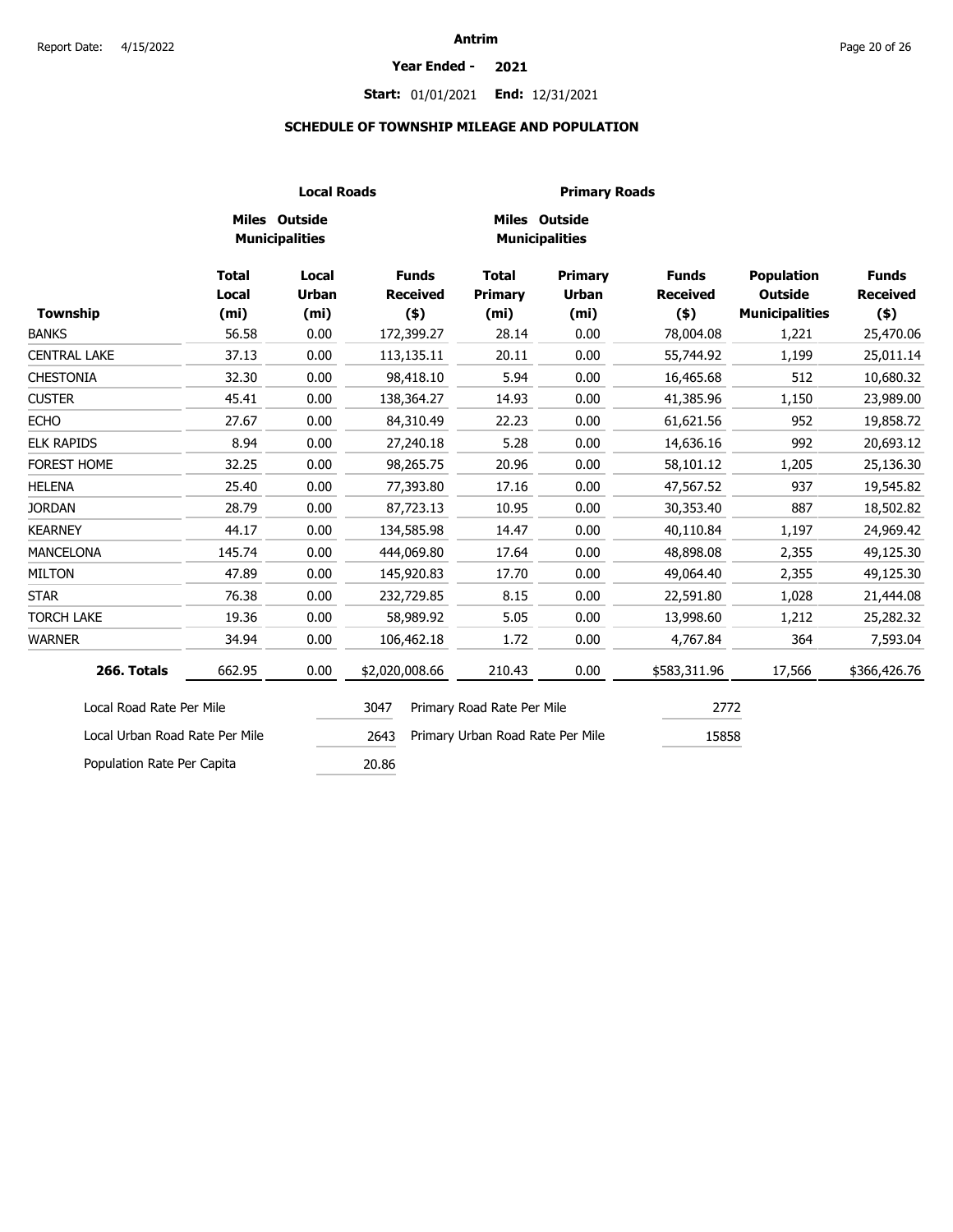# Antrim

**Year Ended - 2021**

**Start:** 01/01/2021 **End:** 12/31/2021

## SCHEDULE OF TOWNSHIP MILEAGE AND POPULATION

| | Local Roads | | | Primary Roads | | | | |
|---|---|---|---|---|---|---|---|---|
| | Miles Outside Municipalities | | | Miles Outside Municipalities | | | | |
| Township | Total Local (mi) | Local Urban (mi) | Funds Received ($) | Total Primary (mi) | Primary Urban (mi) | Funds Received ($) | Population Outside Municipalities | Funds Received ($) |
| BANKS | 56.58 | 0.00 | 172,399.27 | 28.14 | 0.00 | 78,004.08 | 1,221 | 25,470.06 |
| CENTRAL LAKE | 37.13 | 0.00 | 113,135.11 | 20.11 | 0.00 | 55,744.92 | 1,199 | 25,011.14 |
| CHESTONIA | 32.30 | 0.00 | 98,418.10 | 5.94 | 0.00 | 16,465.68 | 512 | 10,680.32 |
| CUSTER | 45.41 | 0.00 | 138,364.27 | 14.93 | 0.00 | 41,385.96 | 1,150 | 23,989.00 |
| ECHO | 27.67 | 0.00 | 84,310.49 | 22.23 | 0.00 | 61,621.56 | 952 | 19,858.72 |
| ELK RAPIDS | 8.94 | 0.00 | 27,240.18 | 5.28 | 0.00 | 14,636.16 | 992 | 20,693.12 |
| FOREST HOME | 32.25 | 0.00 | 98,265.75 | 20.96 | 0.00 | 58,101.12 | 1,205 | 25,136.30 |
| HELENA | 25.40 | 0.00 | 77,393.80 | 17.16 | 0.00 | 47,567.52 | 937 | 19,545.82 |
| JORDAN | 28.79 | 0.00 | 87,723.13 | 10.95 | 0.00 | 30,353.40 | 887 | 18,502.82 |
| KEARNEY | 44.17 | 0.00 | 134,585.98 | 14.47 | 0.00 | 40,110.84 | 1,197 | 24,969.42 |
| MANCELONA | 145.74 | 0.00 | 444,069.80 | 17.64 | 0.00 | 48,898.08 | 2,355 | 49,125.30 |
| MILTON | 47.89 | 0.00 | 145,920.83 | 17.70 | 0.00 | 49,064.40 | 2,355 | 49,125.30 |
| STAR | 76.38 | 0.00 | 232,729.85 | 8.15 | 0.00 | 22,591.80 | 1,028 | 21,444.08 |
| TORCH LAKE | 19.36 | 0.00 | 58,989.92 | 5.05 | 0.00 | 13,998.60 | 1,212 | 25,282.32 |
| WARNER | 34.94 | 0.00 | 106,462.18 | 1.72 | 0.00 | 4,767.84 | 364 | 7,593.04 |
| **266. Totals** | 662.95 | 0.00 | $2,020,008.66 | 210.43 | 0.00 | $583,311.96 | 17,566 | $366,426.76 |

| | | | |
|---|---|---|---|
| Local Road Rate Per Mile | 3047 | Primary Road Rate Per Mile | 2772 |
| Local Urban Road Rate Per Mile | 2643 | Primary Urban Road Rate Per Mile | 15858 |
| Population Rate Per Capita | 20.86 | | |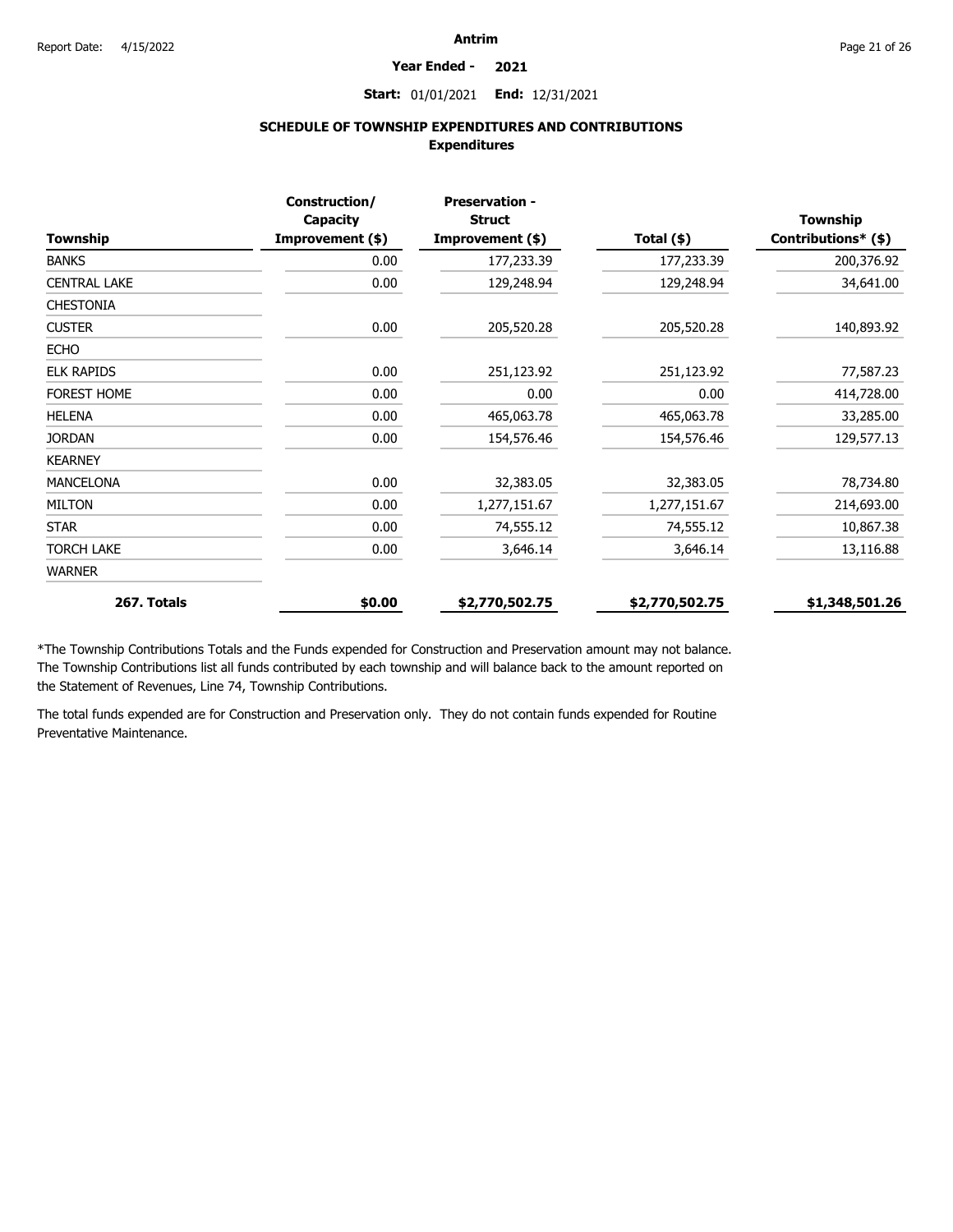**Antrim**

**Year Ended - 2021**

**Start:** 01/01/2021 **End:** 12/31/2021

## SCHEDULE OF TOWNSHIP EXPENDITURES AND CONTRIBUTIONS

### Expenditures

| Township | Construction/ Capacity Improvement ($) | Preservation - Struct Improvement ($) | Total ($) | Township Contributions* ($) |
|---|---|---|---|---|
| BANKS | 0.00 | 177,233.39 | 177,233.39 | 200,376.92 |
| CENTRAL LAKE | 0.00 | 129,248.94 | 129,248.94 | 34,641.00 |
| CHESTONIA | | | | |
| CUSTER | 0.00 | 205,520.28 | 205,520.28 | 140,893.92 |
| ECHO | | | | |
| ELK RAPIDS | 0.00 | 251,123.92 | 251,123.92 | 77,587.23 |
| FOREST HOME | 0.00 | 0.00 | 0.00 | 414,728.00 |
| HELENA | 0.00 | 465,063.78 | 465,063.78 | 33,285.00 |
| JORDAN | 0.00 | 154,576.46 | 154,576.46 | 129,577.13 |
| KEARNEY | | | | |
| MANCELONA | 0.00 | 32,383.05 | 32,383.05 | 78,734.80 |
| MILTON | 0.00 | 1,277,151.67 | 1,277,151.67 | 214,693.00 |
| STAR | 0.00 | 74,555.12 | 74,555.12 | 10,867.38 |
| TORCH LAKE | 0.00 | 3,646.14 | 3,646.14 | 13,116.88 |
| WARNER | | | | |
| **267. Totals** | **$0.00** | **$2,770,502.75** | **$2,770,502.75** | **$1,348,501.26** |

*The Township Contributions Totals and the Funds expended for Construction and Preservation amount may not balance. The Township Contributions list all funds contributed by each township and will balance back to the amount reported on the Statement of Revenues, Line 74, Township Contributions.

The total funds expended are for Construction and Preservation only. They do not contain funds expended for Routine Preventative Maintenance.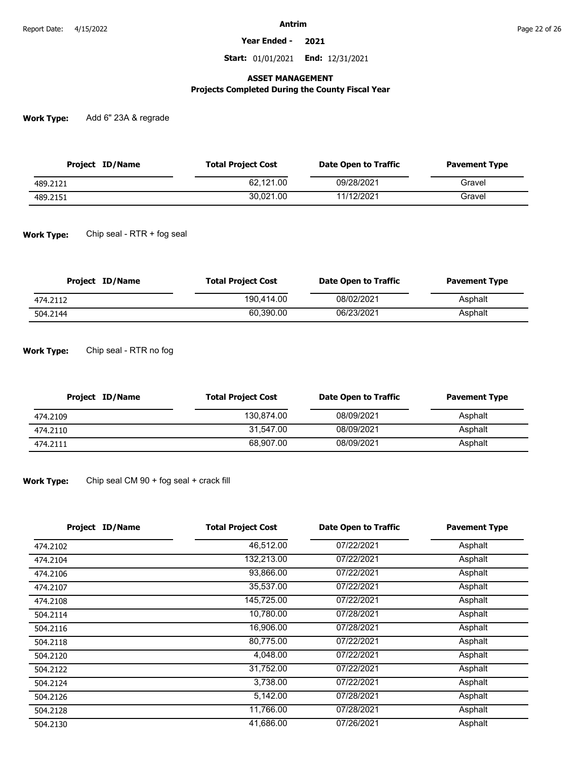**Antrim**

**Year Ended - 2021**

**Start:** 01/01/2021 **End:** 12/31/2021

## ASSET MANAGEMENT
### Projects Completed During the County Fiscal Year

**Work Type:** Add 6" 23A & regrade

| Project ID/Name | Total Project Cost | Date Open to Traffic | Pavement Type |
|---|---|---|---|
| 489.2121 | 62,121.00 | 09/28/2021 | Gravel |
| 489.2151 | 30,021.00 | 11/12/2021 | Gravel |

**Work Type:** Chip seal - RTR + fog seal

| Project ID/Name | Total Project Cost | Date Open to Traffic | Pavement Type |
|---|---|---|---|
| 474.2112 | 190,414.00 | 08/02/2021 | Asphalt |
| 504.2144 | 60,390.00 | 06/23/2021 | Asphalt |

**Work Type:** Chip seal - RTR no fog

| Project ID/Name | Total Project Cost | Date Open to Traffic | Pavement Type |
|---|---|---|---|
| 474.2109 | 130,874.00 | 08/09/2021 | Asphalt |
| 474.2110 | 31,547.00 | 08/09/2021 | Asphalt |
| 474.2111 | 68,907.00 | 08/09/2021 | Asphalt |

**Work Type:** Chip seal CM 90 + fog seal + crack fill

| Project ID/Name | Total Project Cost | Date Open to Traffic | Pavement Type |
|---|---|---|---|
| 474.2102 | 46,512.00 | 07/22/2021 | Asphalt |
| 474.2104 | 132,213.00 | 07/22/2021 | Asphalt |
| 474.2106 | 93,866.00 | 07/22/2021 | Asphalt |
| 474.2107 | 35,537.00 | 07/22/2021 | Asphalt |
| 474.2108 | 145,725.00 | 07/22/2021 | Asphalt |
| 504.2114 | 10,780.00 | 07/28/2021 | Asphalt |
| 504.2116 | 16,906.00 | 07/28/2021 | Asphalt |
| 504.2118 | 80,775.00 | 07/22/2021 | Asphalt |
| 504.2120 | 4,048.00 | 07/22/2021 | Asphalt |
| 504.2122 | 31,752.00 | 07/22/2021 | Asphalt |
| 504.2124 | 3,738.00 | 07/22/2021 | Asphalt |
| 504.2126 | 5,142.00 | 07/28/2021 | Asphalt |
| 504.2128 | 11,766.00 | 07/28/2021 | Asphalt |
| 504.2130 | 41,686.00 | 07/26/2021 | Asphalt |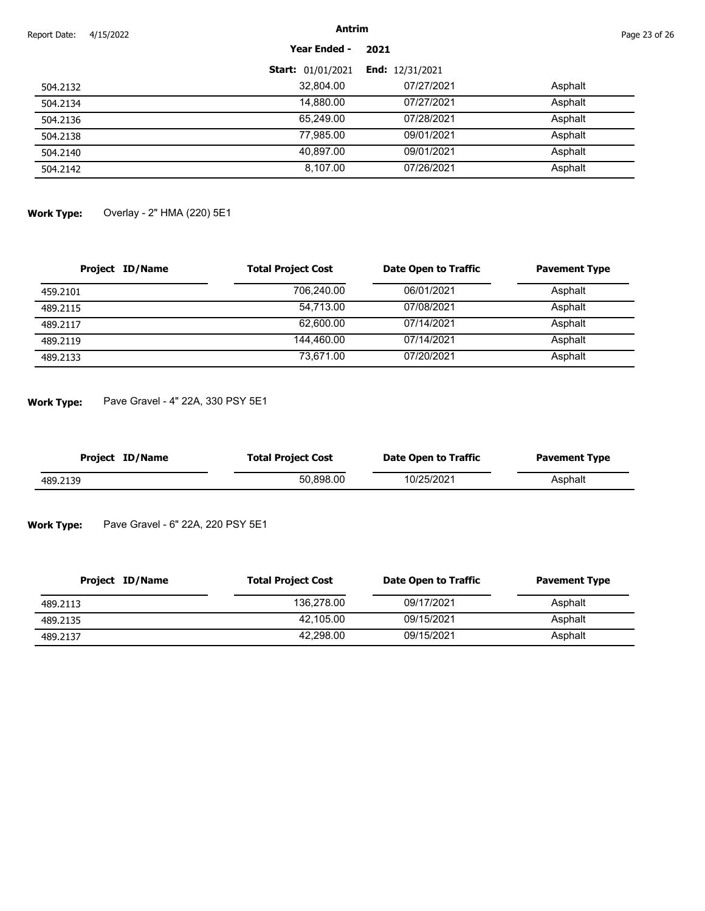| Project ID/Name | Total Project Cost | Date Open to Traffic | Pavement Type |
|---|---|---|---|
| 504.2132 | 32,804.00 | 07/27/2021 | Asphalt |
| 504.2134 | 14,880.00 | 07/27/2021 | Asphalt |
| 504.2136 | 65,249.00 | 07/28/2021 | Asphalt |
| 504.2138 | 77,985.00 | 09/01/2021 | Asphalt |
| 504.2140 | 40,897.00 | 09/01/2021 | Asphalt |
| 504.2142 | 8,107.00 | 07/26/2021 | Asphalt |

**Work Type:** Overlay - 2" HMA (220) 5E1

| Project ID/Name | Total Project Cost | Date Open to Traffic | Pavement Type |
|---|---|---|---|
| 459.2101 | 706,240.00 | 06/01/2021 | Asphalt |
| 489.2115 | 54,713.00 | 07/08/2021 | Asphalt |
| 489.2117 | 62,600.00 | 07/14/2021 | Asphalt |
| 489.2119 | 144,460.00 | 07/14/2021 | Asphalt |
| 489.2133 | 73,671.00 | 07/20/2021 | Asphalt |

**Work Type:** Pave Gravel - 4" 22A, 330 PSY 5E1

| Project ID/Name | Total Project Cost | Date Open to Traffic | Pavement Type |
|---|---|---|---|
| 489.2139 | 50,898.00 | 10/25/2021 | Asphalt |

**Work Type:** Pave Gravel - 6" 22A, 220 PSY 5E1

| Project ID/Name | Total Project Cost | Date Open to Traffic | Pavement Type |
|---|---|---|---|
| 489.2113 | 136,278.00 | 09/17/2021 | Asphalt |
| 489.2135 | 42,105.00 | 09/15/2021 | Asphalt |
| 489.2137 | 42,298.00 | 09/15/2021 | Asphalt |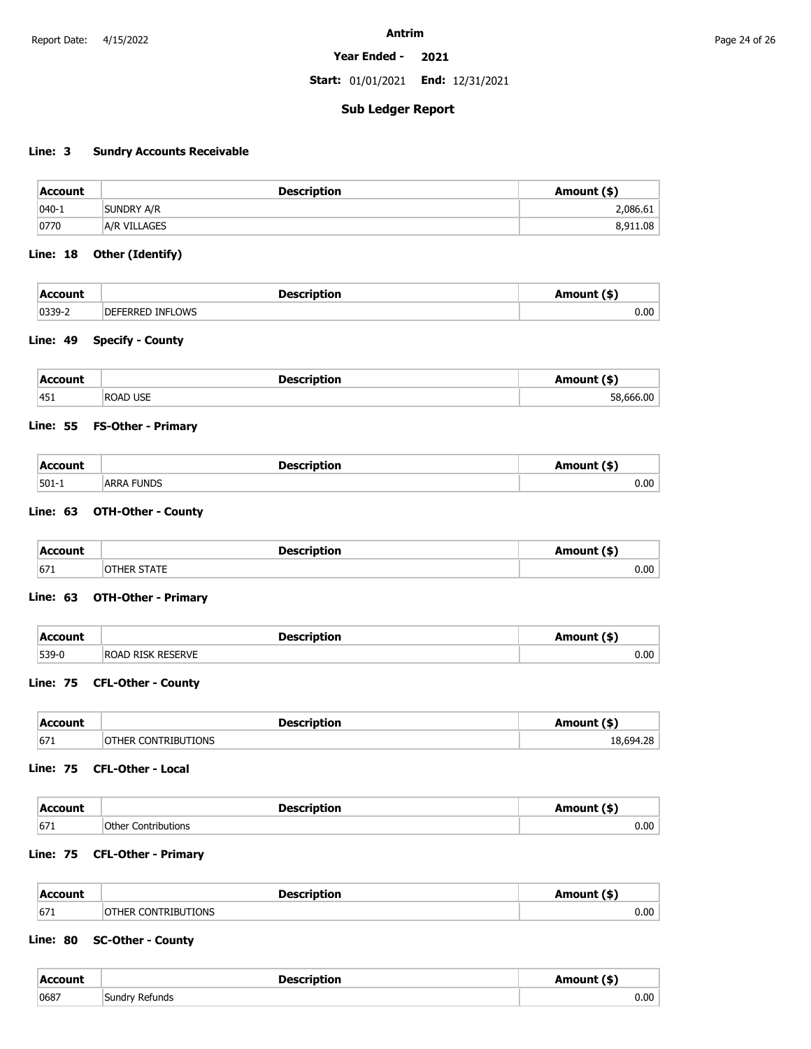# Antrim

**Year Ended - 2021**

**Start:** 01/01/2021 **End:** 12/31/2021

## Sub Ledger Report

### Line: 3 Sundry Accounts Receivable

| Account | Description | Amount ($) |
|---|---|---|
| 040-1 | SUNDRY A/R | 2,086.61 |
| 0770 | A/R VILLAGES | 8,911.08 |

### Line: 18 Other (Identify)

| Account | Description | Amount ($) |
|---|---|---|
| 0339-2 | DEFERRED INFLOWS | 0.00 |

### Line: 49 Specify - County

| Account | Description | Amount ($) |
|---|---|---|
| 451 | ROAD USE | 58,666.00 |

### Line: 55 FS-Other - Primary

| Account | Description | Amount ($) |
|---|---|---|
| 501-1 | ARRA FUNDS | 0.00 |

### Line: 63 OTH-Other - County

| Account | Description | Amount ($) |
|---|---|---|
| 671 | OTHER STATE | 0.00 |

### Line: 63 OTH-Other - Primary

| Account | Description | Amount ($) |
|---|---|---|
| 539-0 | ROAD RISK RESERVE | 0.00 |

### Line: 75 CFL-Other - County

| Account | Description | Amount ($) |
|---|---|---|
| 671 | OTHER CONTRIBUTIONS | 18,694.28 |

### Line: 75 CFL-Other - Local

| Account | Description | Amount ($) |
|---|---|---|
| 671 | Other Contributions | 0.00 |

### Line: 75 CFL-Other - Primary

| Account | Description | Amount ($) |
|---|---|---|
| 671 | OTHER CONTRIBUTIONS | 0.00 |

### Line: 80 SC-Other - County

| Account | Description | Amount ($) |
|---|---|---|
| 0687 | Sundry Refunds | 0.00 |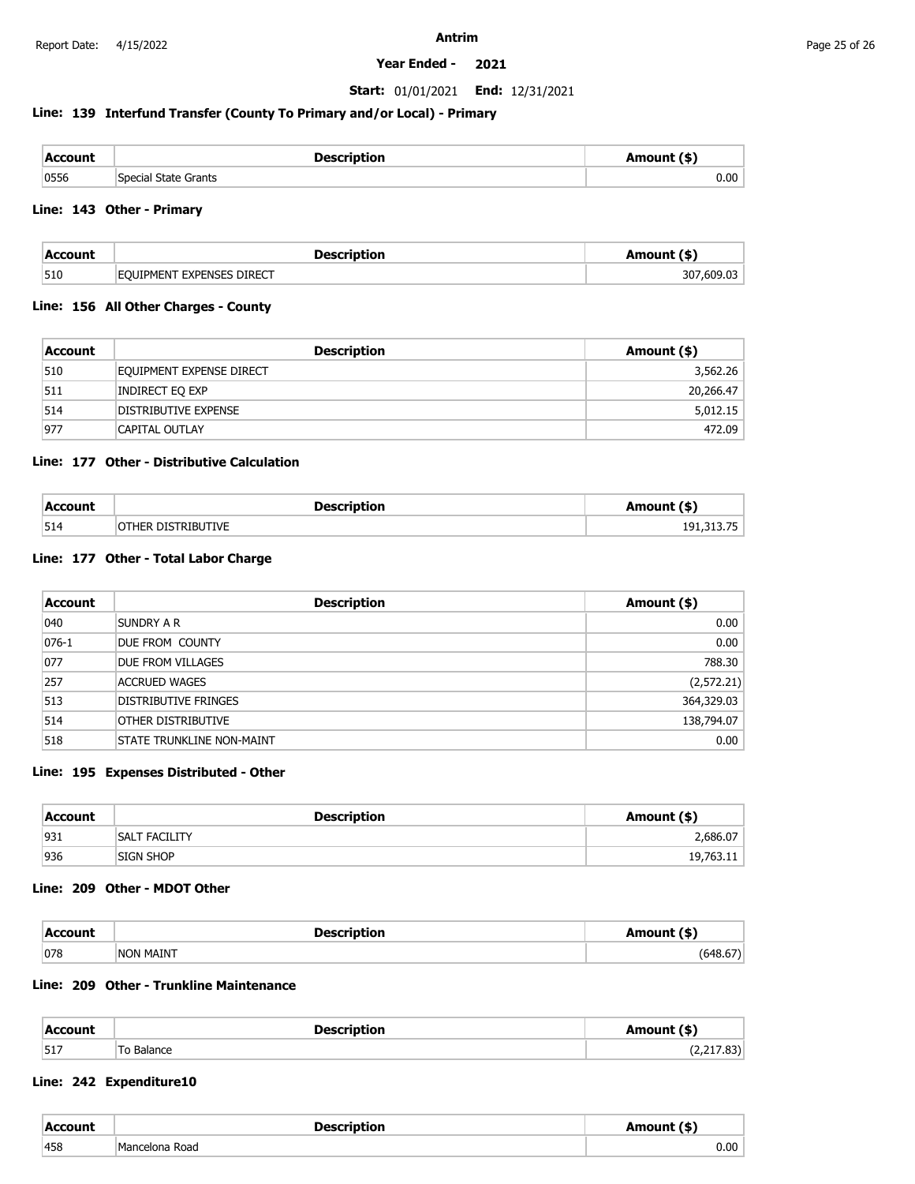**Antrim**

**Year Ended - 2021**

**Start:** 01/01/2021 **End:** 12/31/2021

### Line: 139 Interfund Transfer (County To Primary and/or Local) - Primary

| Account | Description | Amount ($) |
|---|---|---|
| 0556 | Special State Grants | 0.00 |

### Line: 143 Other - Primary

| Account | Description | Amount ($) |
|---|---|---|
| 510 | EQUIPMENT EXPENSES DIRECT | 307,609.03 |

### Line: 156 All Other Charges - County

| Account | Description | Amount ($) |
|---|---|---|
| 510 | EQUIPMENT EXPENSE DIRECT | 3,562.26 |
| 511 | INDIRECT EQ EXP | 20,266.47 |
| 514 | DISTRIBUTIVE EXPENSE | 5,012.15 |
| 977 | CAPITAL OUTLAY | 472.09 |

### Line: 177 Other - Distributive Calculation

| Account | Description | Amount ($) |
|---|---|---|
| 514 | OTHER DISTRIBUTIVE | 191,313.75 |

### Line: 177 Other - Total Labor Charge

| Account | Description | Amount ($) |
|---|---|---|
| 040 | SUNDRY A R | 0.00 |
| 076-1 | DUE FROM COUNTY | 0.00 |
| 077 | DUE FROM VILLAGES | 788.30 |
| 257 | ACCRUED WAGES | (2,572.21) |
| 513 | DISTRIBUTIVE FRINGES | 364,329.03 |
| 514 | OTHER DISTRIBUTIVE | 138,794.07 |
| 518 | STATE TRUNKLINE NON-MAINT | 0.00 |

### Line: 195 Expenses Distributed - Other

| Account | Description | Amount ($) |
|---|---|---|
| 931 | SALT FACILITY | 2,686.07 |
| 936 | SIGN SHOP | 19,763.11 |

### Line: 209 Other - MDOT Other

| Account | Description | Amount ($) |
|---|---|---|
| 078 | NON MAINT | (648.67) |

### Line: 209 Other - Trunkline Maintenance

| Account | Description | Amount ($) |
|---|---|---|
| 517 | To Balance | (2,217.83) |

### Line: 242 Expenditure10

| Account | Description | Amount ($) |
|---|---|---|
| 458 | Mancelona Road | 0.00 |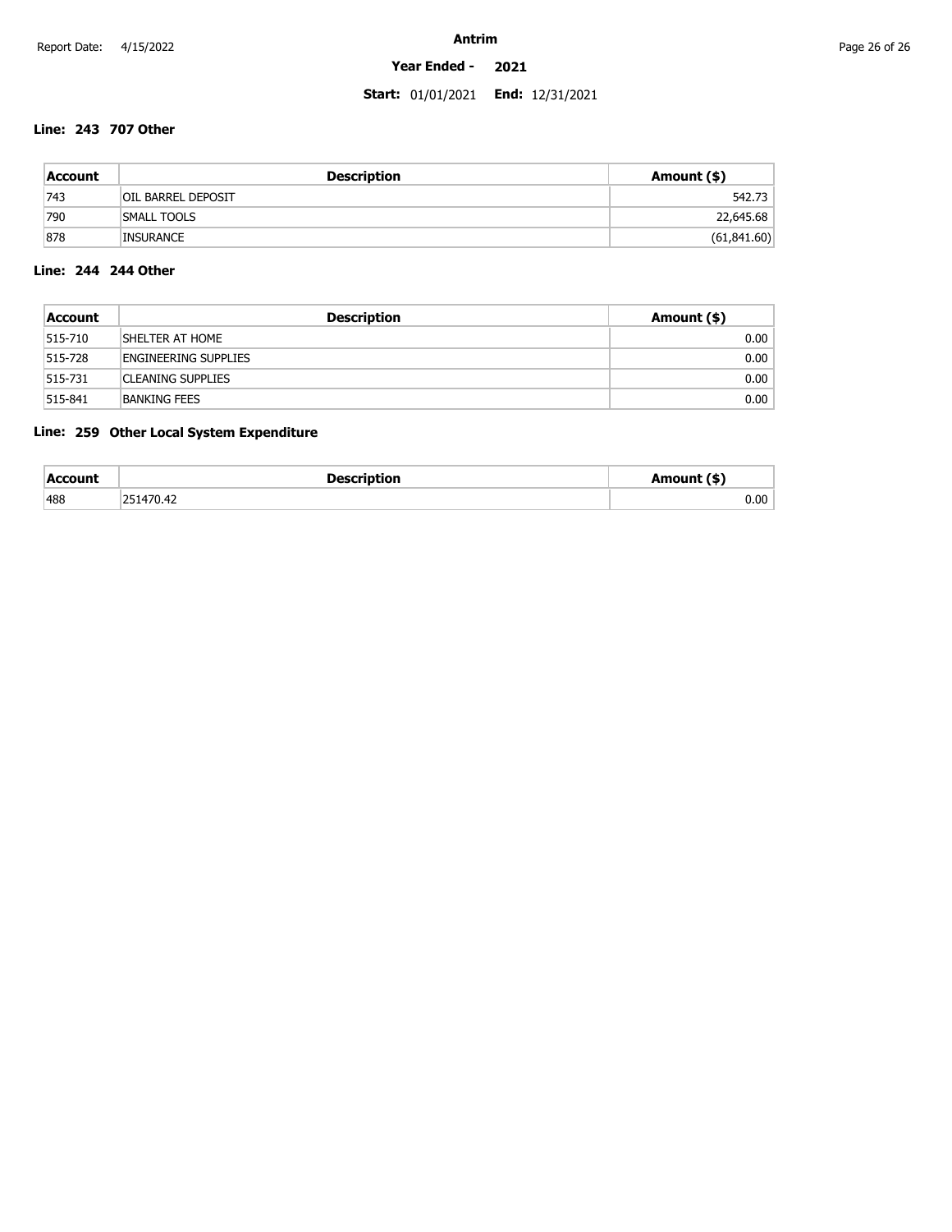**Line: 243 707 Other**

| Account | Description | Amount ($) |
|---|---|---|
| 743 | OIL BARREL DEPOSIT | 542.73 |
| 790 | SMALL TOOLS | 22,645.68 |
| 878 | INSURANCE | (61,841.60) |

**Line: 244 244 Other**

| Account | Description | Amount ($) |
|---|---|---|
| 515-710 | SHELTER AT HOME | 0.00 |
| 515-728 | ENGINEERING SUPPLIES | 0.00 |
| 515-731 | CLEANING SUPPLIES | 0.00 |
| 515-841 | BANKING FEES | 0.00 |

**Line: 259 Other Local System Expenditure**

| Account | Description | Amount ($) |
|---|---|---|
| 488 | 251470.42 | 0.00 |